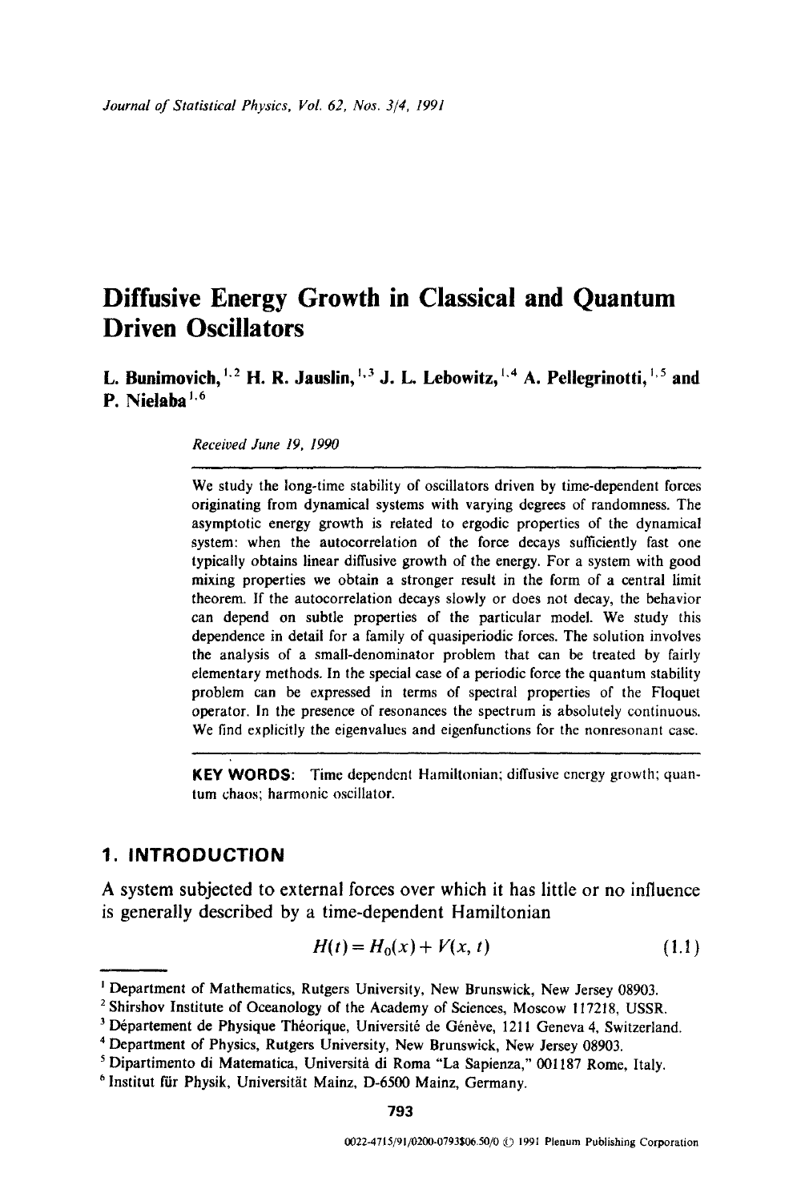# Diffusive Energy Growth in Classical and Quantum Driven Oscillators

**L. Bunimovich,**[1,2] **H. R. Jauslin,**[1,3] **J. L. Lebowitz,**[1,4] **A. Pellegrinotti,**[1,5] **and P. Nielaba**[1,6]

*Received June 19, 1990*

We study the long-time stability of oscillators driven by time-dependent forces originating from dynamical systems with varying degrees of randomness. The asymptotic energy growth is related to ergodic properties of the dynamical system: when the autocorrelation of the force decays sufficiently fast one typically obtains linear diffusive growth of the energy. For a system with good mixing properties we obtain a stronger result in the form of a central limit theorem. If the autocorrelation decays slowly or does not decay, the behavior can depend on subtle properties of the particular model. We study this dependence in detail for a family of quasiperiodic forces. The solution involves the analysis of a small-denominator problem that can be treated by fairly elementary methods. In the special case of a periodic force the quantum stability problem can be expressed in terms of spectral properties of the Floquet operator. In the presence of resonances the spectrum is absolutely continuous. We find explicitly the eigenvalues and eigenfunctions for the nonresonant case.

**KEY WORDS:** Time dependent Hamiltonian; diffusive energy growth; quantum chaos; harmonic oscillator.

## 1. INTRODUCTION

A system subjected to external forces over which it has little or no influence is generally described by a time-dependent Hamiltonian

$$H(t) = H_0(x) + V(x, t) \tag{1.1}$$

[1] Department of Mathematics, Rutgers University, New Brunswick, New Jersey 08903.
[2] Shirshov Institute of Oceanology of the Academy of Sciences, Moscow 117218, USSR.
[3] Département de Physique Théorique, Université de Génève, 1211 Geneva 4, Switzerland.
[4] Department of Physics, Rutgers University, New Brunswick, New Jersey 08903.
[5] Dipartimento di Matematica, Università di Roma "La Sapienza," 001187 Rome, Italy.
[6] Institut für Physik, Universität Mainz, D-6500 Mainz, Germany.

0022-4715/91/0200-0793$06.50/0 © 1991 Plenum Publishing Corporation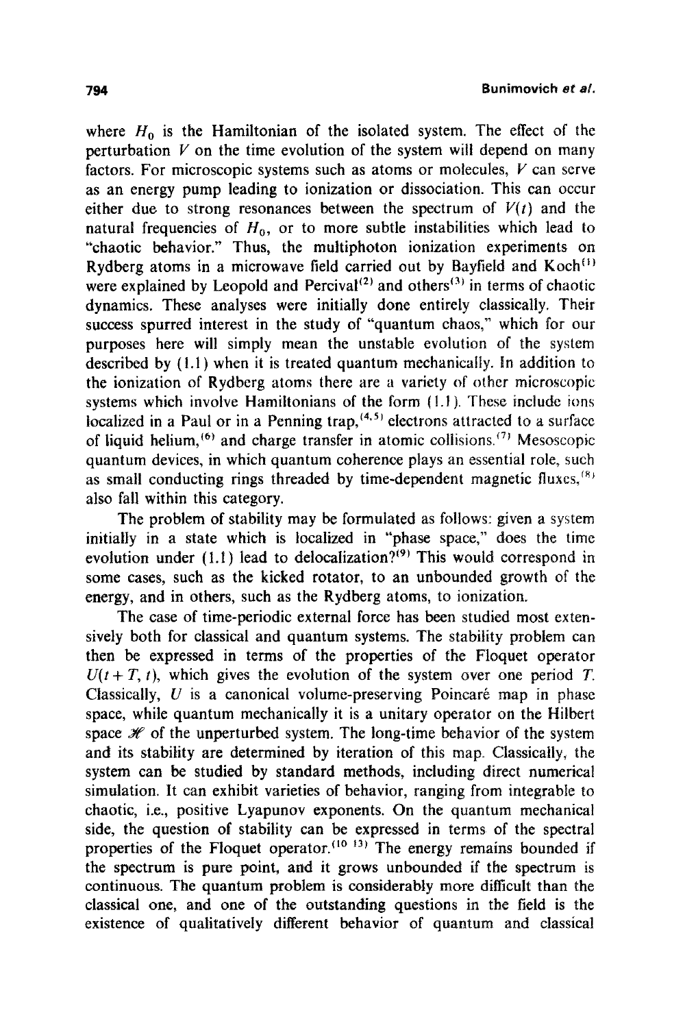where $H_0$ is the Hamiltonian of the isolated system. The effect of the perturbation $V$ on the time evolution of the system will depend on many factors. For microscopic systems such as atoms or molecules, $V$ can serve as an energy pump leading to ionization or dissociation. This can occur either due to strong resonances between the spectrum of $V(t)$ and the natural frequencies of $H_0$, or to more subtle instabilities which lead to "chaotic behavior." Thus, the multiphoton ionization experiments on Rydberg atoms in a microwave field carried out by Bayfield and Koch[1] were explained by Leopold and Percival[2] and others[3] in terms of chaotic dynamics. These analyses were initially done entirely classically. Their success spurred interest in the study of "quantum chaos," which for our purposes here will simply mean the unstable evolution of the system described by (1.1) when it is treated quantum mechanically. In addition to the ionization of Rydberg atoms there are a variety of other microscopic systems which involve Hamiltonians of the form (1.1). These include ions localized in a Paul or in a Penning trap,[4,5] electrons attracted to a surface of liquid helium,[6] and charge transfer in atomic collisions.[7] Mesoscopic quantum devices, in which quantum coherence plays an essential role, such as small conducting rings threaded by time-dependent magnetic fluxes,[8] also fall within this category.

The problem of stability may be formulated as follows: given a system initially in a state which is localized in "phase space," does the time evolution under (1.1) lead to delocalization?[9] This would correspond in some cases, such as the kicked rotator, to an unbounded growth of the energy, and in others, such as the Rydberg atoms, to ionization.

The case of time-periodic external force has been studied most extensively both for classical and quantum systems. The stability problem can then be expressed in terms of the properties of the Floquet operator $U(t+T, t)$, which gives the evolution of the system over one period $T$. Classically, $U$ is a canonical volume-preserving Poincaré map in phase space, while quantum mechanically it is a unitary operator on the Hilbert space $\mathscr{H}$ of the unperturbed system. The long-time behavior of the system and its stability are determined by iteration of this map. Classically, the system can be studied by standard methods, including direct numerical simulation. It can exhibit varieties of behavior, ranging from integrable to chaotic, i.e., positive Lyapunov exponents. On the quantum mechanical side, the question of stability can be expressed in terms of the spectral properties of the Floquet operator.[10-13] The energy remains bounded if the spectrum is pure point, and it grows unbounded if the spectrum is continuous. The quantum problem is considerably more difficult than the classical one, and one of the outstanding questions in the field is the existence of qualitatively different behavior of quantum and classical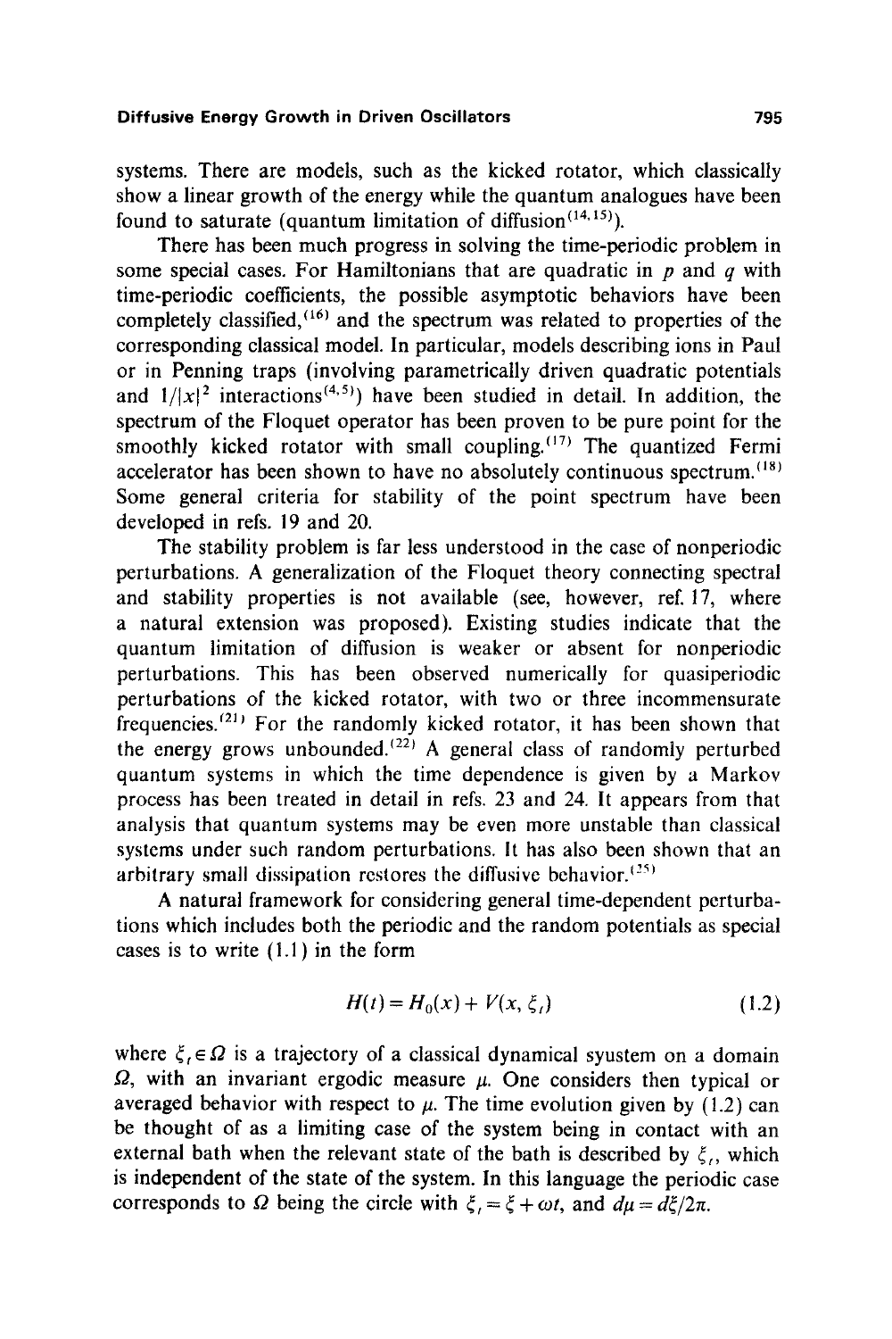systems. There are models, such as the kicked rotator, which classically show a linear growth of the energy while the quantum analogues have been found to saturate (quantum limitation of diffusion[14,15]).

There has been much progress in solving the time-periodic problem in some special cases. For Hamiltonians that are quadratic in $p$ and $q$ with time-periodic coefficients, the possible asymptotic behaviors have been completely classified,[16] and the spectrum was related to properties of the corresponding classical model. In particular, models describing ions in Paul or in Penning traps (involving parametrically driven quadratic potentials and $1/|x|^2$ interactions[4,5]) have been studied in detail. In addition, the spectrum of the Floquet operator has been proven to be pure point for the smoothly kicked rotator with small coupling.[17] The quantized Fermi accelerator has been shown to have no absolutely continuous spectrum.[18] Some general criteria for stability of the point spectrum have been developed in refs. 19 and 20.

The stability problem is far less understood in the case of nonperiodic perturbations. A generalization of the Floquet theory connecting spectral and stability properties is not available (see, however, ref. 17, where a natural extension was proposed). Existing studies indicate that the quantum limitation of diffusion is weaker or absent for nonperiodic perturbations. This has been observed numerically for quasiperiodic perturbations of the kicked rotator, with two or three incommensurate frequencies.[21] For the randomly kicked rotator, it has been shown that the energy grows unbounded.[22] A general class of randomly perturbed quantum systems in which the time dependence is given by a Markov process has been treated in detail in refs. 23 and 24. It appears from that analysis that quantum systems may be even more unstable than classical systems under such random perturbations. It has also been shown that an arbitrary small dissipation restores the diffusive behavior.[25]

A natural framework for considering general time-dependent perturbations which includes both the periodic and the random potentials as special cases is to write (1.1) in the form

$$H(t) = H_0(x) + V(x, \xi_t) \tag{1.2}$$

where $\xi_t \in \Omega$ is a trajectory of a classical dynamical syustem on a domain $\Omega$, with an invariant ergodic measure $\mu$. One considers then typical or averaged behavior with respect to $\mu$. The time evolution given by (1.2) can be thought of as a limiting case of the system being in contact with an external bath when the relevant state of the bath is described by $\xi_t$, which is independent of the state of the system. In this language the periodic case corresponds to $\Omega$ being the circle with $\xi_t = \xi + \omega t$, and $d\mu = d\xi/2\pi$.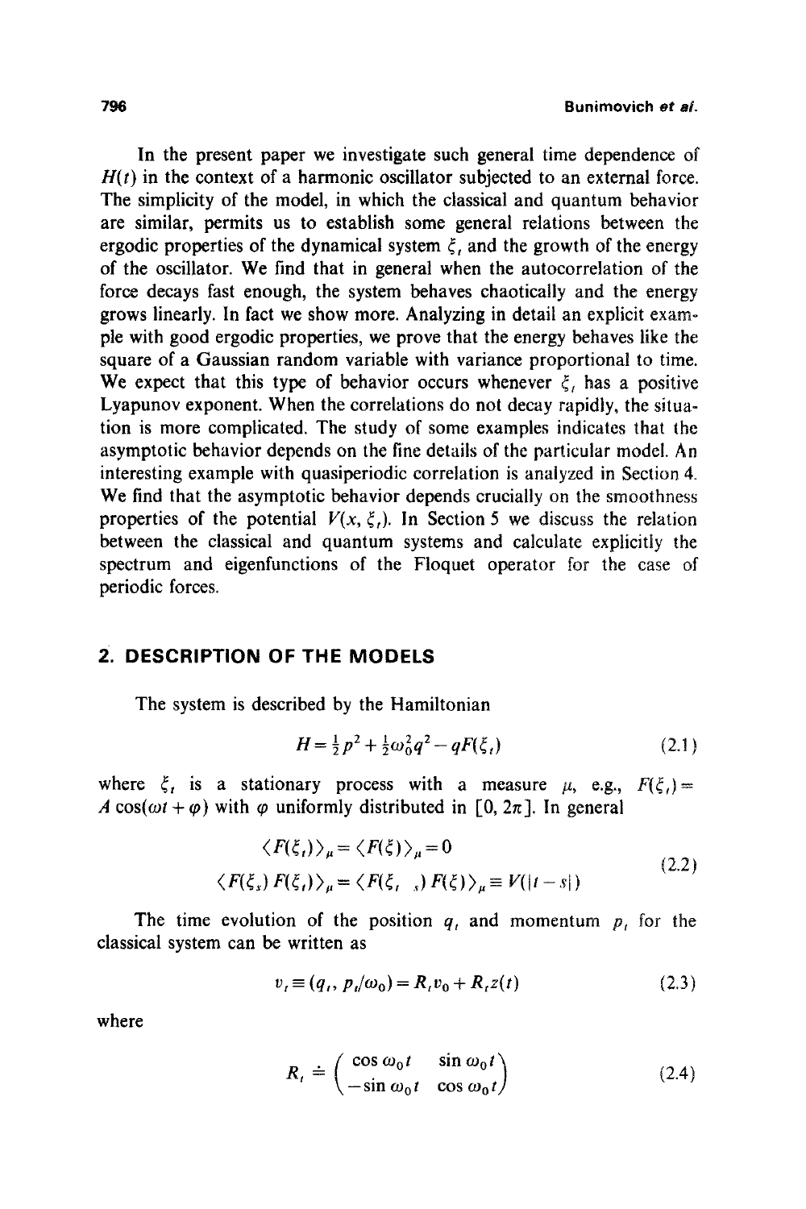In the present paper we investigate such general time dependence of $H(t)$ in the context of a harmonic oscillator subjected to an external force. The simplicity of the model, in which the classical and quantum behavior are similar, permits us to establish some general relations between the ergodic properties of the dynamical system $\xi_t$ and the growth of the energy of the oscillator. We find that in general when the autocorrelation of the force decays fast enough, the system behaves chaotically and the energy grows linearly. In fact we show more. Analyzing in detail an explicit example with good ergodic properties, we prove that the energy behaves like the square of a Gaussian random variable with variance proportional to time. We expect that this type of behavior occurs whenever $\xi_t$ has a positive Lyapunov exponent. When the correlations do not decay rapidly, the situation is more complicated. The study of some examples indicates that the asymptotic behavior depends on the fine details of the particular model. An interesting example with quasiperiodic correlation is analyzed in Section 4. We find that the asymptotic behavior depends crucially on the smoothness properties of the potential $V(x, \xi_t)$. In Section 5 we discuss the relation between the classical and quantum systems and calculate explicitly the spectrum and eigenfunctions of the Floquet operator for the case of periodic forces.

## 2. DESCRIPTION OF THE MODELS

The system is described by the Hamiltonian

$$H = \tfrac{1}{2}p^2 + \tfrac{1}{2}\omega_0^2 q^2 - qF(\xi_t) \tag{2.1}$$

where $\xi_t$ is a stationary process with a measure $\mu$, e.g., $F(\xi_t) = A\cos(\omega t + \varphi)$ with $\varphi$ uniformly distributed in $[0, 2\pi]$. In general

$$\begin{aligned} \langle F(\xi_t)\rangle_\mu &= \langle F(\xi)\rangle_\mu = 0 \\ \langle F(\xi_s)\, F(\xi_t)\rangle_\mu &= \langle F(\xi_{t-s})\, F(\xi)\rangle_\mu \equiv V(|t-s|) \end{aligned} \tag{2.2}$$

The time evolution of the position $q_t$ and momentum $p_t$ for the classical system can be written as

$$v_t \equiv (q_t, p_t/\omega_0) = R_t v_0 + R_t z(t) \tag{2.3}$$

where

$$R_t \doteq \begin{pmatrix} \cos\omega_0 t & \sin\omega_0 t \\ -\sin\omega_0 t & \cos\omega_0 t \end{pmatrix} \tag{2.4}$$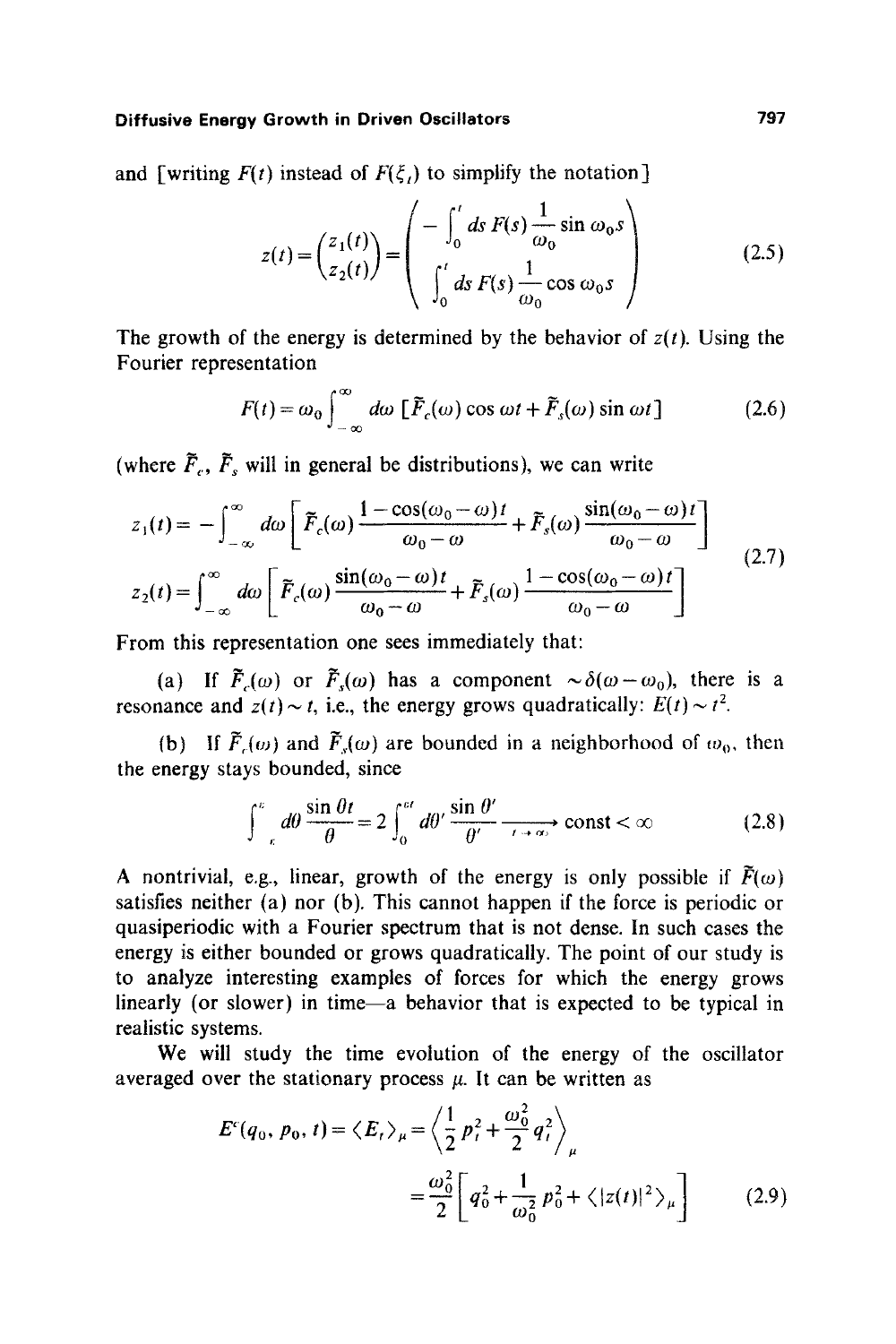and [writing $F(t)$ instead of $F(\xi_t)$ to simplify the notation]

$$z(t) = \begin{pmatrix} z_1(t) \\ z_2(t) \end{pmatrix} = \begin{pmatrix} -\int_0^t ds\, F(s) \frac{1}{\omega_0} \sin \omega_0 s \\ \int_0^t ds\, F(s) \frac{1}{\omega_0} \cos \omega_0 s \end{pmatrix} \tag{2.5}$$

The growth of the energy is determined by the behavior of $z(t)$. Using the Fourier representation

$$F(t) = \omega_0 \int_{-\infty}^{\infty} d\omega\, [\tilde{F}_c(\omega) \cos \omega t + \tilde{F}_s(\omega) \sin \omega t] \tag{2.6}$$

(where $\tilde{F}_c$, $\tilde{F}_s$ will in general be distributions), we can write

$$\begin{aligned} z_1(t) &= -\int_{-\infty}^{\infty} d\omega \left[ \tilde{F}_c(\omega) \frac{1-\cos(\omega_0 - \omega)t}{\omega_0 - \omega} + \tilde{F}_s(\omega) \frac{\sin(\omega_0 - \omega)t}{\omega_0 - \omega} \right] \\ z_2(t) &= \int_{-\infty}^{\infty} d\omega \left[ \tilde{F}_c(\omega) \frac{\sin(\omega_0 - \omega)t}{\omega_0 - \omega} + \tilde{F}_s(\omega) \frac{1-\cos(\omega_0 - \omega)t}{\omega_0 - \omega} \right] \end{aligned} \tag{2.7}$$

From this representation one sees immediately that:

(a) If $\tilde{F}_c(\omega)$ or $\tilde{F}_s(\omega)$ has a component $\sim \delta(\omega - \omega_0)$, there is a resonance and $z(t) \sim t$, i.e., the energy grows quadratically: $E(t) \sim t^2$.

(b) If $\tilde{F}_c(\omega)$ and $\tilde{F}_s(\omega)$ are bounded in a neighborhood of $\omega_0$, then the energy stays bounded, since

$$\int_{-\varepsilon}^{\varepsilon} d\theta \frac{\sin \theta t}{\theta} = 2 \int_0^{\varepsilon t} d\theta' \frac{\sin \theta'}{\theta'} \xrightarrow[t \to \infty]{} \text{const} < \infty \tag{2.8}$$

A nontrivial, e.g., linear, growth of the energy is only possible if $\tilde{F}(\omega)$ satisfies neither (a) nor (b). This cannot happen if the force is periodic or quasiperiodic with a Fourier spectrum that is not dense. In such cases the energy is either bounded or grows quadratically. The point of our study is to analyze interesting examples of forces for which the energy grows linearly (or slower) in time—a behavior that is expected to be typical in realistic systems.

We will study the time evolution of the energy of the oscillator averaged over the stationary process $\mu$. It can be written as

$$\begin{aligned} E^c(q_0, p_0, t) = \langle E_t \rangle_\mu &= \left\langle \frac{1}{2} p_t^2 + \frac{\omega_0^2}{2} q_t^2 \right\rangle_\mu \\ &= \frac{\omega_0^2}{2} \left[ q_0^2 + \frac{1}{\omega_0^2} p_0^2 + \langle |z(t)|^2 \rangle_\mu \right] \end{aligned} \tag{2.9}$$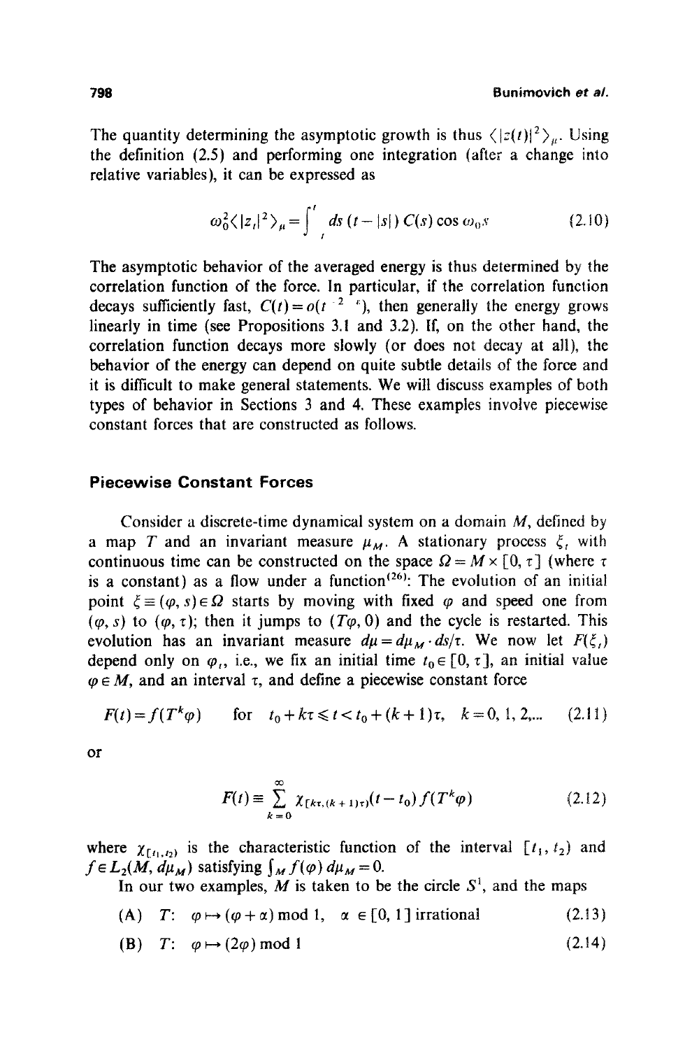The quantity determining the asymptotic growth is thus $\langle |z(t)|^2 \rangle_\mu$. Using the definition (2.5) and performing one integration (after a change into relative variables), it can be expressed as

$$\omega_0^2 \langle |z_t|^2 \rangle_\mu = \int_{-t}^{t} ds\, (t - |s|)\, C(s) \cos \omega_0 s \tag{2.10}$$

The asymptotic behavior of the averaged energy is thus determined by the correlation function of the force. In particular, if the correlation function decays sufficiently fast, $C(t) = o(t^{-2-\varepsilon})$, then generally the energy grows linearly in time (see Propositions 3.1 and 3.2). If, on the other hand, the correlation function decays more slowly (or does not decay at all), the behavior of the energy can depend on quite subtle details of the force and it is difficult to make general statements. We will discuss examples of both types of behavior in Sections 3 and 4. These examples involve piecewise constant forces that are constructed as follows.

## Piecewise Constant Forces

Consider a discrete-time dynamical system on a domain $M$, defined by a map $T$ and an invariant measure $\mu_M$. A stationary process $\xi_t$ with continuous time can be constructed on the space $\Omega = M \times [0, \tau]$ (where $\tau$ is a constant) as a flow under a function[26]: The evolution of an initial point $\xi \equiv (\varphi, s) \in \Omega$ starts by moving with fixed $\varphi$ and speed one from $(\varphi, s)$ to $(\varphi, \tau)$; then it jumps to $(T\varphi, 0)$ and the cycle is restarted. This evolution has an invariant measure $d\mu = d\mu_M \cdot ds/\tau$. We now let $F(\xi_t)$ depend only on $\varphi_t$, i.e., we fix an initial time $t_0 \in [0, \tau]$, an initial value $\varphi \in M$, and an interval $\tau$, and define a piecewise constant force

$$F(t) = f(T^k \varphi) \qquad \text{for} \quad t_0 + k\tau \leqslant t < t_0 + (k+1)\tau, \quad k = 0, 1, 2, \ldots \tag{2.11}$$

or

$$F(t) \equiv \sum_{k=0}^{\infty} \chi_{[k\tau, (k+1)\tau)}(t - t_0)\, f(T^k \varphi) \tag{2.12}$$

where $\chi_{[t_1, t_2)}$ is the characteristic function of the interval $[t_1, t_2)$ and $f \in L_2(M, d\mu_M)$ satisfying $\int_M f(\varphi)\, d\mu_M = 0$.

In our two examples, $M$ is taken to be the circle $S^1$, and the maps

$$\text{(A)} \quad T\colon \quad \varphi \mapsto (\varphi + \alpha) \bmod 1, \quad \alpha \in [0, 1] \text{ irrational} \tag{2.13}$$

$$\text{(B)} \quad T\colon \quad \varphi \mapsto (2\varphi) \bmod 1 \tag{2.14}$$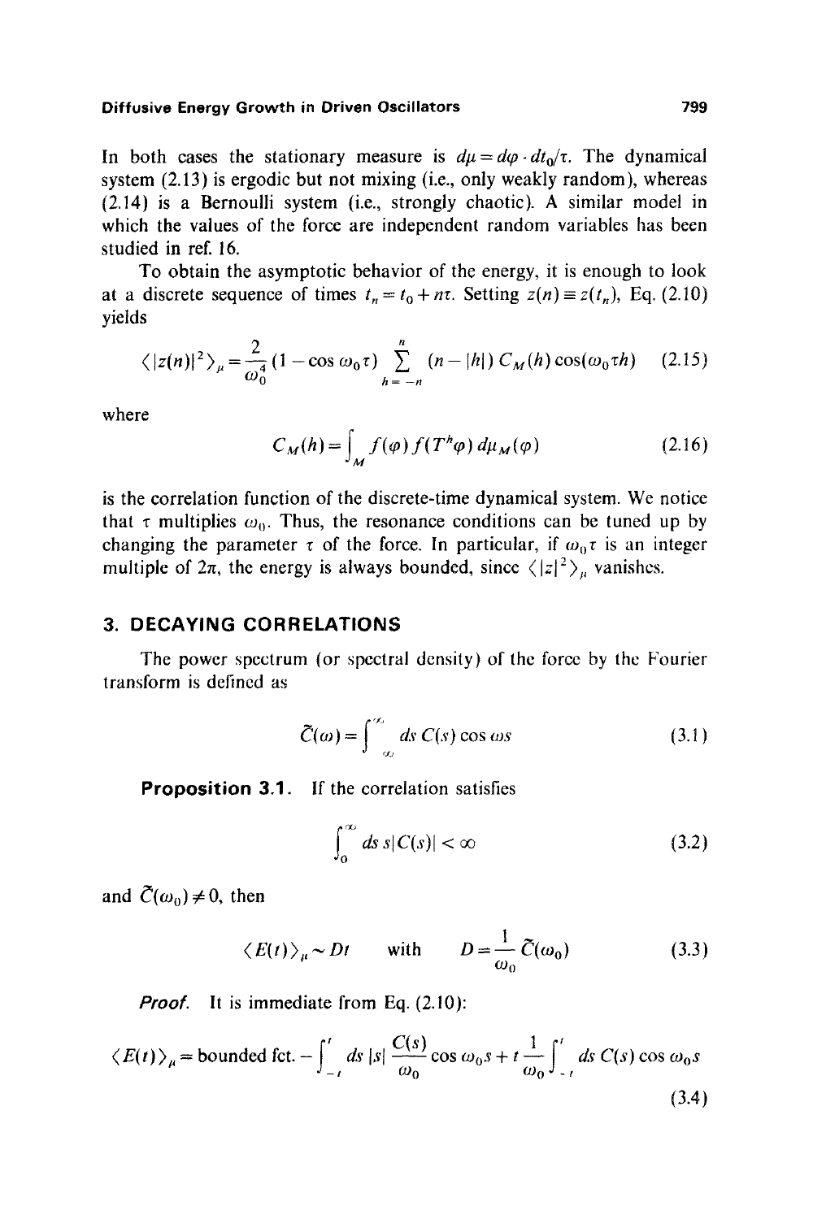In both cases the stationary measure is $d\mu = d\varphi \cdot dt_0/\tau$. The dynamical system (2.13) is ergodic but not mixing (i.e., only weakly random), whereas (2.14) is a Bernoulli system (i.e., strongly chaotic). A similar model in which the values of the force are independent random variables has been studied in ref. 16.

To obtain the asymptotic behavior of the energy, it is enough to look at a discrete sequence of times $t_n = t_0 + n\tau$. Setting $z(n) \equiv z(t_n)$, Eq. (2.10) yields

$$\langle |z(n)|^2 \rangle_\mu = \frac{2}{\omega_0^4}(1 - \cos\omega_0 \tau) \sum_{h=-n}^{n} (n - |h|)\, C_M(h) \cos(\omega_0 \tau h) \tag{2.15}$$

where

$$C_M(h) = \int_M f(\varphi) f(T^h \varphi)\, d\mu_M(\varphi) \tag{2.16}$$

is the correlation function of the discrete-time dynamical system. We notice that $\tau$ multiplies $\omega_0$. Thus, the resonance conditions can be tuned up by changing the parameter $\tau$ of the force. In particular, if $\omega_0 \tau$ is an integer multiple of $2\pi$, the energy is always bounded, since $\langle |z|^2 \rangle_\mu$ vanishes.

## 3. DECAYING CORRELATIONS

The power spectrum (or spectral density) of the force by the Fourier transform is defined as

$$\tilde{C}(\omega) = \int_{-\infty}^{\infty} ds\, C(s) \cos\omega s \tag{3.1}$$

**Proposition 3.1.** If the correlation satisfies

$$\int_0^\infty ds\, s|C(s)| < \infty \tag{3.2}$$

and $\tilde{C}(\omega_0) \neq 0$, then

$$\langle E(t) \rangle_\mu \sim Dt \qquad \text{with} \qquad D = \frac{1}{\omega_0} \tilde{C}(\omega_0) \tag{3.3}$$

*Proof.* It is immediate from Eq. (2.10):

$$\langle E(t) \rangle_\mu = \text{bounded fct.} - \int_{-t}^{t} ds\, |s| \frac{C(s)}{\omega_0} \cos\omega_0 s + t \frac{1}{\omega_0} \int_{-t}^{t} ds\, C(s) \cos\omega_0 s \tag{3.4}$$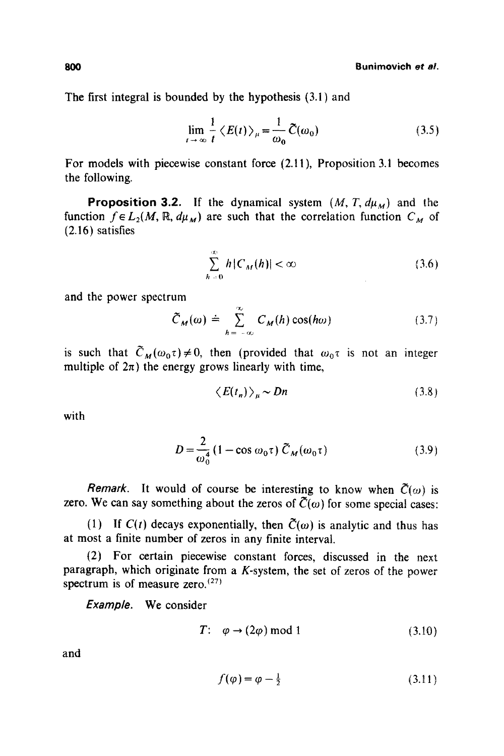The first integral is bounded by the hypothesis (3.1) and

$$\lim_{t \to \infty} \frac{1}{t} \langle E(t) \rangle_\mu = \frac{1}{\omega_0} \tilde{C}(\omega_0) \tag{3.5}$$

For models with piecewise constant force (2.11), Proposition 3.1 becomes the following.

**Proposition 3.2.** If the dynamical system $(M, T, d\mu_M)$ and the function $f \in L_2(M, \mathbb{R}, d\mu_M)$ are such that the correlation function $C_M$ of (2.16) satisfies

$$\sum_{h=0}^{\infty} h |C_M(h)| < \infty \tag{3.6}$$

and the power spectrum

$$\tilde{C}_M(\omega) \doteq \sum_{h=-\infty}^{\infty} C_M(h) \cos(h\omega) \tag{3.7}$$

is such that $\tilde{C}_M(\omega_0 \tau) \neq 0$, then (provided that $\omega_0 \tau$ is not an integer multiple of $2\pi$) the energy grows linearly with time,

$$\langle E(t_n) \rangle_\mu \sim Dn \tag{3.8}$$

with

$$D = \frac{2}{\omega_0^4} (1 - \cos \omega_0 \tau) \, \tilde{C}_M(\omega_0 \tau) \tag{3.9}$$

*Remark.* It would of course be interesting to know when $\tilde{C}(\omega)$ is zero. We can say something about the zeros of $\tilde{C}(\omega)$ for some special cases:

(1) If $C(t)$ decays exponentially, then $\tilde{C}(\omega)$ is analytic and thus has at most a finite number of zeros in any finite interval.

(2) For certain piecewise constant forces, discussed in the next paragraph, which originate from a $K$-system, the set of zeros of the power spectrum is of measure zero.[27]

*Example.* We consider

$$T: \quad \varphi \to (2\varphi) \bmod 1 \tag{3.10}$$

and

$$f(\varphi) = \varphi - \tfrac{1}{2} \tag{3.11}$$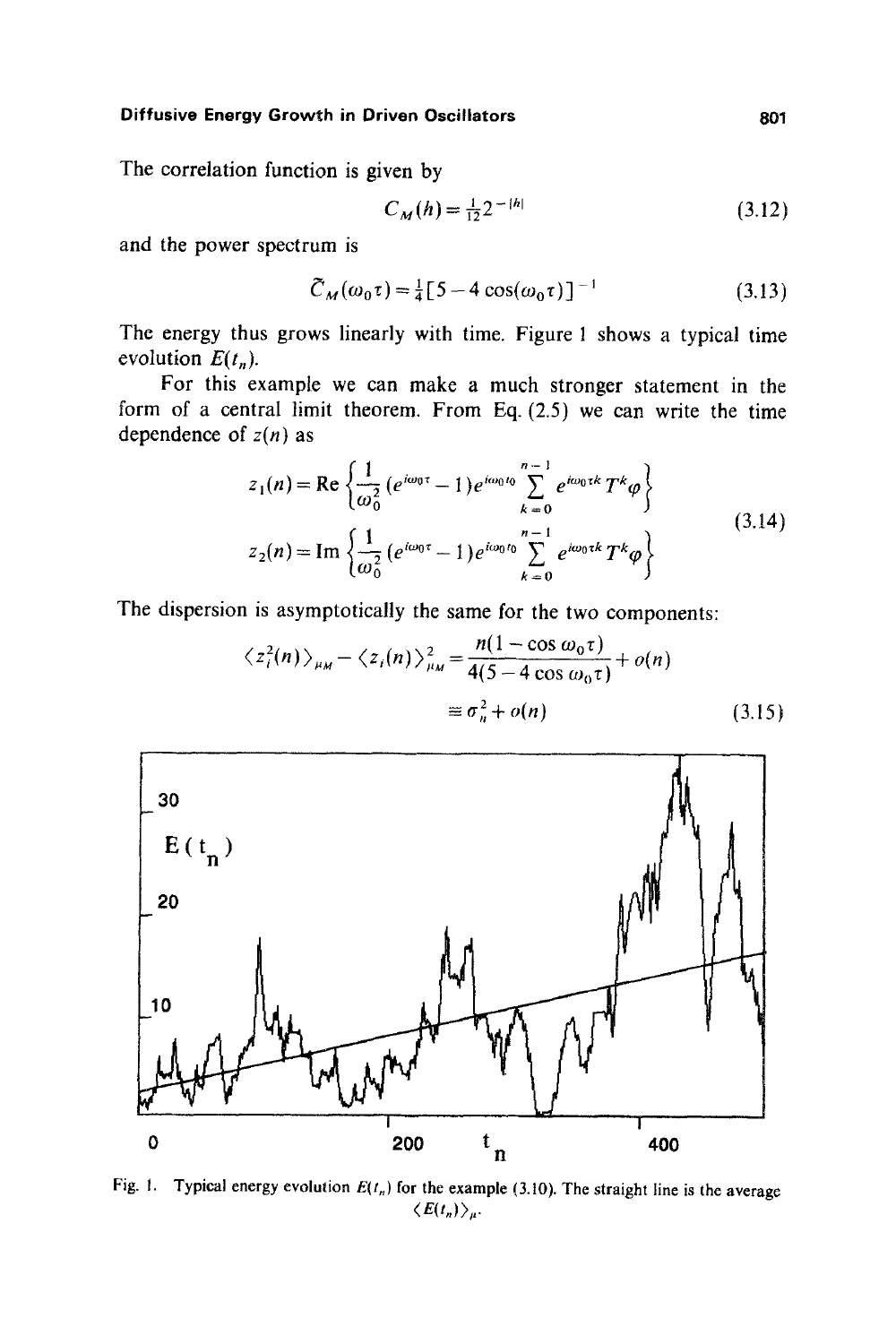The correlation function is given by

$$C_M(h) = \tfrac{1}{12} 2^{-|h|} \tag{3.12}$$

and the power spectrum is

$$\tilde{C}_M(\omega_0 \tau) = \tfrac{1}{4}[5 - 4\cos(\omega_0 \tau)]^{-1} \tag{3.13}$$

The energy thus grows linearly with time. Figure 1 shows a typical time evolution $E(t_n)$.

For this example we can make a much stronger statement in the form of a central limit theorem. From Eq. (2.5) we can write the time dependence of $z(n)$ as

$$\begin{aligned} z_1(n) &= \mathrm{Re}\left\{\frac{1}{\omega_0^2}(e^{i\omega_0 \tau} - 1)e^{i\omega_0 t_0} \sum_{k=0}^{n-1} e^{i\omega_0 \tau k} T^k \varphi\right\} \\ z_2(n) &= \mathrm{Im}\left\{\frac{1}{\omega_0^2}(e^{i\omega_0 \tau} - 1)e^{i\omega_0 t_0} \sum_{k=0}^{n-1} e^{i\omega_0 \tau k} T^k \varphi\right\} \end{aligned} \tag{3.14}$$

The dispersion is asymptotically the same for the two components:

$$\begin{aligned} \langle z_i^2(n) \rangle_{\mu_M} - \langle z_i(n) \rangle_{\mu_M}^2 &= \frac{n(1 - \cos \omega_0 \tau)}{4(5 - 4\cos \omega_0 \tau)} + o(n) \\ &\equiv \sigma_n^2 + o(n) \end{aligned} \tag{3.15}$$

Fig. 1. Typical energy evolution $E(t_n)$ for the example (3.10). The straight line is the average $\langle E(t_n) \rangle_\mu$.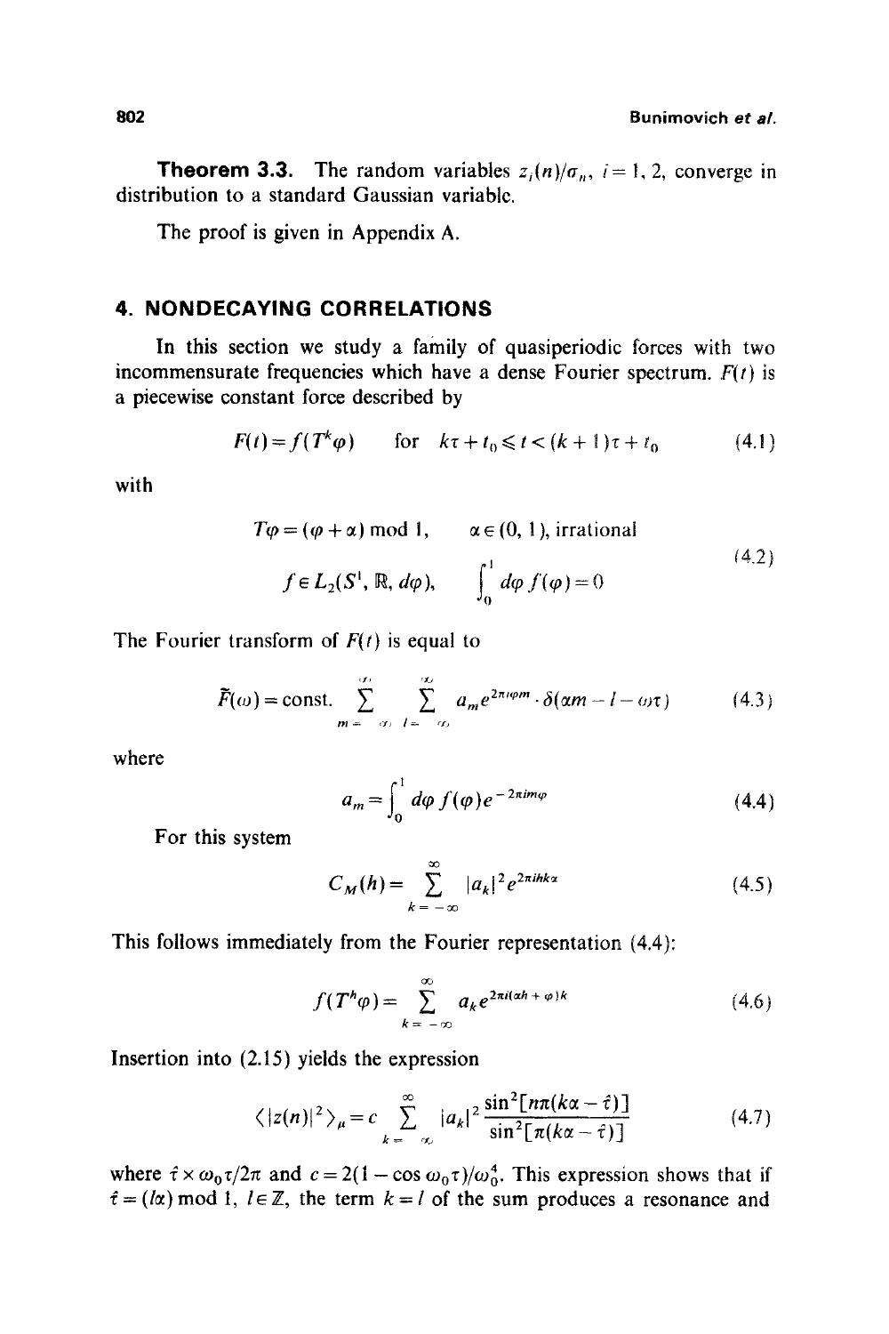**Theorem 3.3.** The random variables $z_i(n)/\sigma_n$, $i = 1, 2$, converge in distribution to a standard Gaussian variable.

The proof is given in Appendix A.

## 4. NONDECAYING CORRELATIONS

In this section we study a family of quasiperiodic forces with two incommensurate frequencies which have a dense Fourier spectrum. $F(t)$ is a piecewise constant force described by

$$F(t) = f(T^k \varphi) \qquad \text{for} \quad k\tau + t_0 \leqslant t < (k+1)\tau + t_0 \tag{4.1}$$

with

$$\begin{aligned} T\varphi &= (\varphi + \alpha) \bmod 1, \qquad \alpha \in (0, 1), \text{ irrational} \\ f &\in L_2(S^1, \mathbb{R}, d\varphi), \qquad \int_0^1 d\varphi\, f(\varphi) = 0 \end{aligned} \tag{4.2}$$

The Fourier transform of $F(t)$ is equal to

$$\tilde{F}(\omega) = \text{const.} \sum_{m=-\infty}^{\infty} \sum_{l=-\infty}^{\infty} a_m e^{2\pi i \varphi m} \cdot \delta(\alpha m - l - \omega\tau) \tag{4.3}$$

where

$$a_m = \int_0^1 d\varphi\, f(\varphi) e^{-2\pi i m \varphi} \tag{4.4}$$

For this system

$$C_M(h) = \sum_{k=-\infty}^{\infty} |a_k|^2 e^{2\pi i h k \alpha} \tag{4.5}$$

This follows immediately from the Fourier representation (4.4):

$$f(T^h \varphi) = \sum_{k=-\infty}^{\infty} a_k e^{2\pi i(\alpha h + \varphi)k} \tag{4.6}$$

Insertion into (2.15) yields the expression

$$\langle |z(n)|^2 \rangle_\mu = c \sum_{k=-\infty}^{\infty} |a_k|^2 \frac{\sin^2[n\pi(k\alpha - \hat{\tau})]}{\sin^2[\pi(k\alpha - \hat{\tau})]} \tag{4.7}$$

where $\hat{\tau} \times \omega_0 \tau / 2\pi$ and $c = 2(1 - \cos \omega_0 \tau)/\omega_0^4$. This expression shows that if $\hat{\tau} = (l\alpha) \bmod 1$, $l \in \mathbb{Z}$, the term $k = l$ of the sum produces a resonance and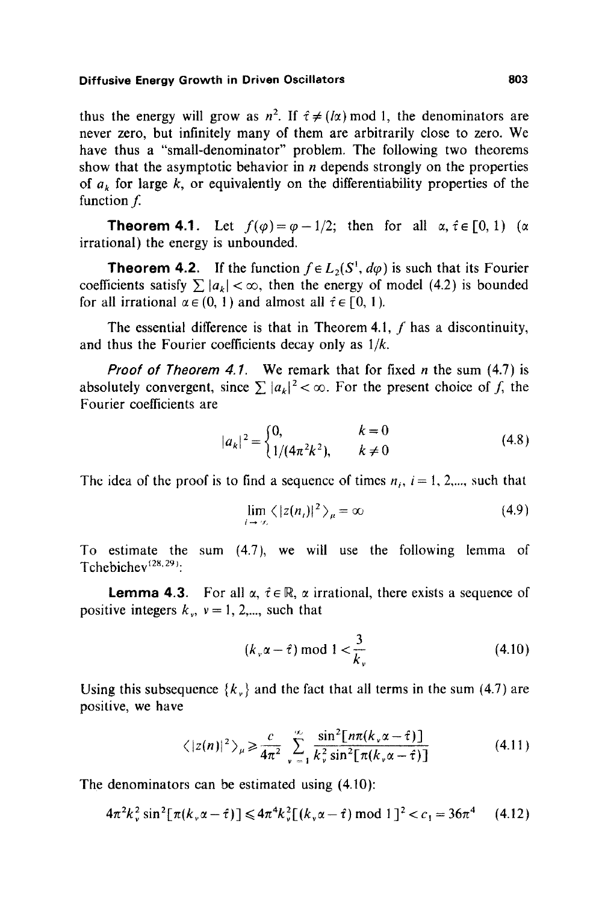thus the energy will grow as $n^2$. If $\tilde{\tau} \neq (l\alpha) \bmod 1$, the denominators are never zero, but infinitely many of them are arbitrarily close to zero. We have thus a "small-denominator" problem. The following two theorems show that the asymptotic behavior in $n$ depends strongly on the properties of $a_k$ for large $k$, or equivalently on the differentiability properties of the function $f$.

**Theorem 4.1.** Let $f(\varphi) = \varphi - 1/2$; then for all $\alpha, \tilde{\tau} \in [0, 1)$ ($\alpha$ irrational) the energy is unbounded.

**Theorem 4.2.** If the function $f \in L_2(S^1, d\varphi)$ is such that its Fourier coefficients satisfy $\sum |a_k| < \infty$, then the energy of model (4.2) is bounded for all irrational $\alpha \in (0, 1)$ and almost all $\tilde{\tau} \in [0, 1)$.

The essential difference is that in Theorem 4.1, $f$ has a discontinuity, and thus the Fourier coefficients decay only as $1/k$.

*Proof of Theorem 4.1.* We remark that for fixed $n$ the sum (4.7) is absolutely convergent, since $\sum |a_k|^2 < \infty$. For the present choice of $f$, the Fourier coefficients are

$$|a_k|^2 = \begin{cases} 0, & k = 0 \\ 1/(4\pi^2 k^2), & k \neq 0 \end{cases} \tag{4.8}$$

The idea of the proof is to find a sequence of times $n_i$, $i = 1, 2, \ldots$, such that

$$\lim_{i \to \infty} \langle |z(n_i)|^2 \rangle_\mu = \infty \tag{4.9}$$

To estimate the sum (4.7), we will use the following lemma of Tchebichev[28,29]:

**Lemma 4.3.** For all $\alpha, \tilde{\tau} \in \mathbb{R}$, $\alpha$ irrational, there exists a sequence of positive integers $k_\nu$, $\nu = 1, 2, \ldots$, such that

$$(k_\nu \alpha - \tilde{\tau}) \bmod 1 < \frac{3}{k_\nu} \tag{4.10}$$

Using this subsequence $\{k_\nu\}$ and the fact that all terms in the sum (4.7) are positive, we have

$$\langle |z(n)|^2 \rangle_\mu \geq \frac{c}{4\pi^2} \sum_{\nu=1}^{\infty} \frac{\sin^2[n\pi(k_\nu \alpha - \tilde{\tau})]}{k_\nu^2 \sin^2[\pi(k_\nu \alpha - \tilde{\tau})]} \tag{4.11}$$

The denominators can be estimated using (4.10):

$$4\pi^2 k_\nu^2 \sin^2[\pi(k_\nu \alpha - \tilde{\tau})] \leq 4\pi^4 k_\nu^2 [(k_\nu \alpha - \tilde{\tau}) \bmod 1]^2 < c_1 = 36\pi^4 \tag{4.12}$$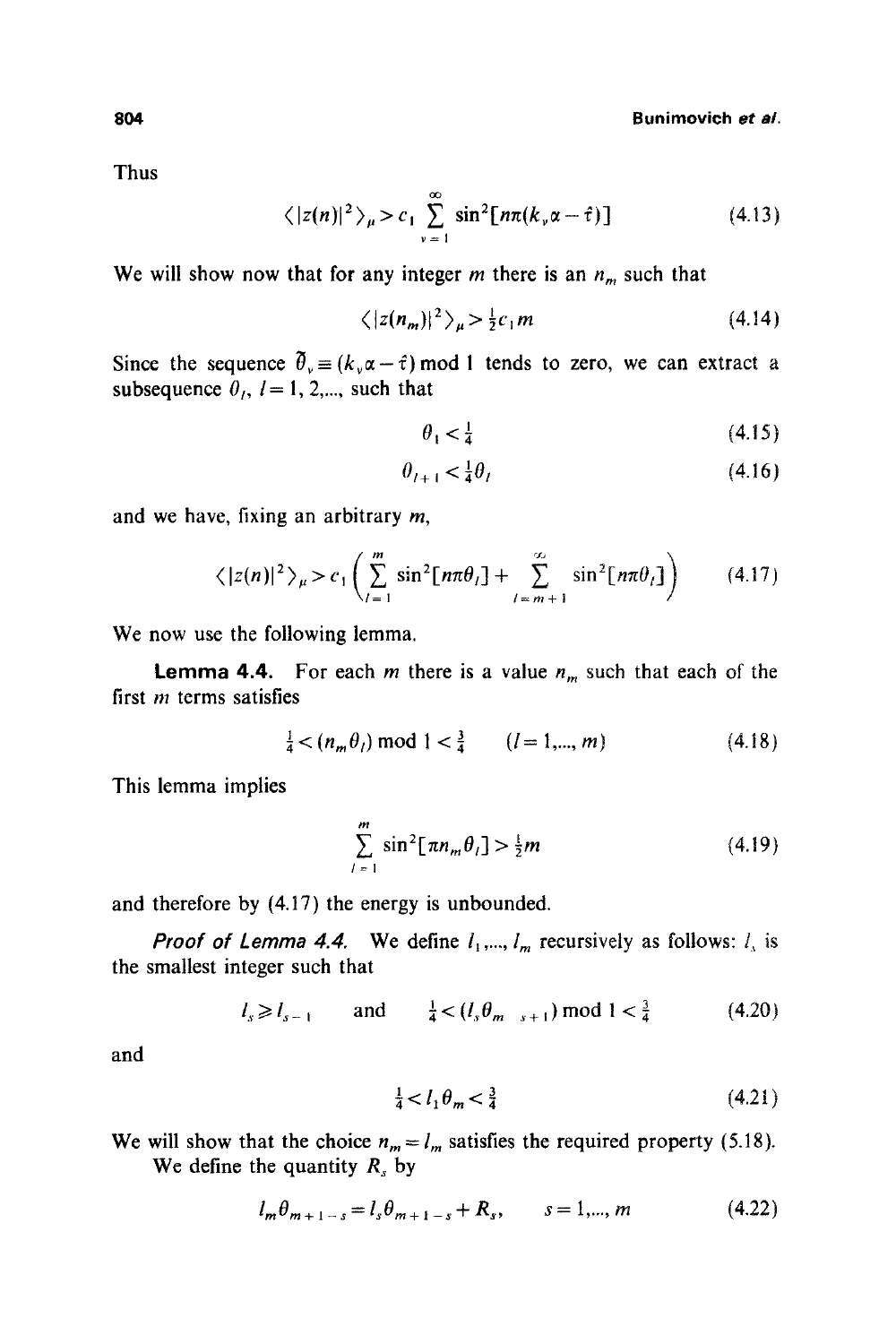Thus

$$\langle |z(n)|^2 \rangle_\mu > c_1 \sum_{\nu=1}^{\infty} \sin^2[n\pi(k_\nu \alpha - \hat{\tau})] \tag{4.13}$$

We will show now that for any integer $m$ there is an $n_m$ such that

$$\langle |z(n_m)|^2 \rangle_\mu > \tfrac{1}{2} c_1 m \tag{4.14}$$

Since the sequence $\tilde{\theta}_\nu \equiv (k_\nu \alpha - \hat{\tau}) \bmod 1$ tends to zero, we can extract a subsequence $\theta_l$, $l = 1, 2, \ldots$, such that

$$\theta_1 < \tfrac{1}{4} \tag{4.15}$$

$$\theta_{l+1} < \tfrac{1}{4} \theta_l \tag{4.16}$$

and we have, fixing an arbitrary $m$,

$$\langle |z(n)|^2 \rangle_\mu > c_1 \left( \sum_{l=1}^{m} \sin^2[n\pi\theta_l] + \sum_{l=m+1}^{\infty} \sin^2[n\pi\theta_l] \right) \tag{4.17}$$

We now use the following lemma.

**Lemma 4.4.** For each $m$ there is a value $n_m$ such that each of the first $m$ terms satisfies

$$\tfrac{1}{4} < (n_m \theta_l) \bmod 1 < \tfrac{3}{4} \qquad (l = 1, \ldots, m) \tag{4.18}$$

This lemma implies

$$\sum_{l=1}^{m} \sin^2[\pi n_m \theta_l] > \tfrac{1}{2} m \tag{4.19}$$

and therefore by (4.17) the energy is unbounded.

*Proof of Lemma 4.4.* We define $l_1, \ldots, l_m$ recursively as follows: $l_s$ is the smallest integer such that

$$l_s \geq l_{s-1} \qquad \text{and} \qquad \tfrac{1}{4} < (l_s \theta_{m-s+1}) \bmod 1 < \tfrac{3}{4} \tag{4.20}$$

and

$$\tfrac{1}{4} < l_1 \theta_m < \tfrac{3}{4} \tag{4.21}$$

We will show that the choice $n_m = l_m$ satisfies the required property (5.18).

We define the quantity $R_s$ by

$$l_m \theta_{m+1-s} = l_s \theta_{m+1-s} + R_s, \qquad s = 1, \ldots, m \tag{4.22}$$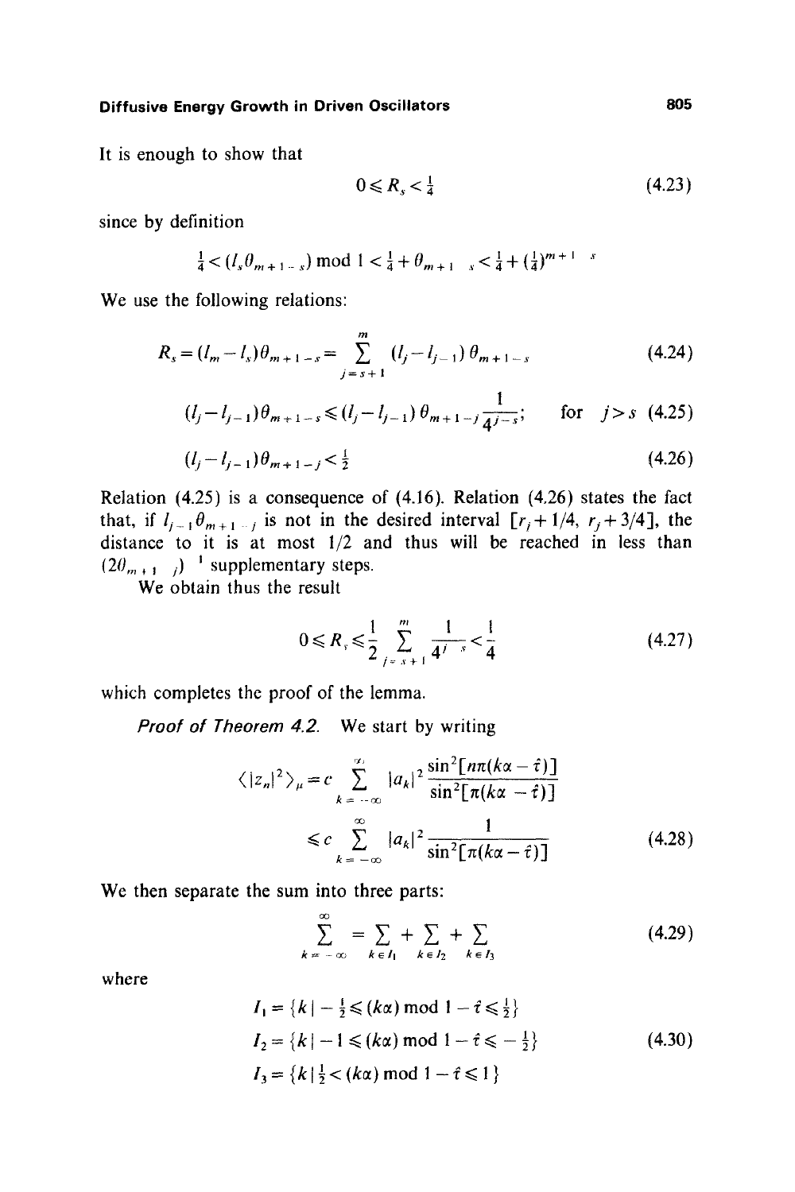It is enough to show that

$$0 \leqslant R_s < \tfrac{1}{4} \tag{4.23}$$

since by definition

$$\tfrac{1}{4} < (l_s \theta_{m+1-s}) \bmod 1 < \tfrac{1}{4} + \theta_{m+1-s} < \tfrac{1}{4} + (\tfrac{1}{4})^{m+1-s}$$

We use the following relations:

$$R_s = (l_m - l_s)\theta_{m+1-s} = \sum_{j=s+1}^{m} (l_j - l_{j-1})\,\theta_{m+1-s} \tag{4.24}$$

$$(l_j - l_{j-1})\theta_{m+1-s} \leqslant (l_j - l_{j-1})\,\theta_{m+1-j}\frac{1}{4^{j-s}}; \qquad \text{for } j > s \tag{4.25}$$

$$(l_j - l_{j-1})\theta_{m+1-j} < \tfrac{1}{2} \tag{4.26}$$

Relation (4.25) is a consequence of (4.16). Relation (4.26) states the fact that, if $l_{j-1}\theta_{m+1-j}$ is not in the desired interval $[r_j + 1/4, r_j + 3/4]$, the distance to it is at most 1/2 and thus will be reached in less than $(2\theta_{m+1-j})^{-1}$ supplementary steps.

We obtain thus the result

$$0 \leqslant R_s \leqslant \frac{1}{2} \sum_{j=s+1}^{m} \frac{1}{4^{j-s}} < \frac{1}{4} \tag{4.27}$$

which completes the proof of the lemma.

*Proof of Theorem 4.2.* We start by writing

$$\begin{aligned}
\langle |z_n|^2 \rangle_\mu &= c \sum_{k=-\infty}^{\infty} |a_k|^2 \frac{\sin^2[n\pi(k\alpha - \hat{\tau})]}{\sin^2[\pi(k\alpha - \hat{\tau})]} \\
&\leqslant c \sum_{k=-\infty}^{\infty} |a_k|^2 \frac{1}{\sin^2[\pi(k\alpha - \hat{\tau})]}
\end{aligned} \tag{4.28}$$

We then separate the sum into three parts:

$$\sum_{k=-\infty}^{\infty} = \sum_{k \in I_1} + \sum_{k \in I_2} + \sum_{k \in I_3} \tag{4.29}$$

where

$$\begin{aligned}
I_1 &= \{k \mid -\tfrac{1}{2} \leqslant (k\alpha) \bmod 1 - \hat{\tau} \leqslant \tfrac{1}{2}\} \\
I_2 &= \{k \mid -1 \leqslant (k\alpha) \bmod 1 - \hat{\tau} \leqslant -\tfrac{1}{2}\} \\
I_3 &= \{k \mid \tfrac{1}{2} < (k\alpha) \bmod 1 - \hat{\tau} \leqslant 1\}
\end{aligned} \tag{4.30}$$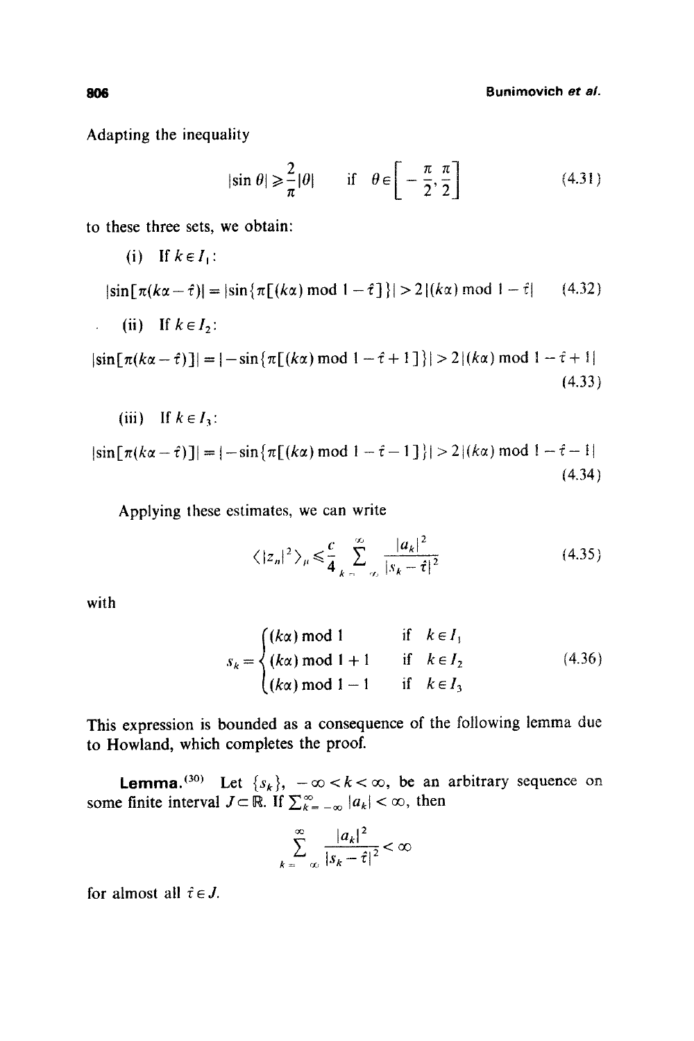Adapting the inequality

$$|\sin \theta| \geqslant \frac{2}{\pi}|\theta| \qquad \text{if} \quad \theta \in \left[-\frac{\pi}{2}, \frac{\pi}{2}\right] \tag{4.31}$$

to these three sets, we obtain:

(i) If $k \in I_1$:

$$|\sin[\pi(k\alpha - \hat{\tau})| = |\sin\{\pi[(k\alpha) \bmod 1 - \hat{\tau}]\}| > 2|(k\alpha) \bmod 1 - \hat{\tau}| \tag{4.32}$$

(ii) If $k \in I_2$:

$$|\sin[\pi(k\alpha - \hat{\tau})]| = |-\sin\{\pi[(k\alpha) \bmod 1 - \hat{\tau} + 1]\}| > 2|(k\alpha) \bmod 1 - \hat{\tau} + 1| \tag{4.33}$$

(iii) If $k \in I_3$:

$$|\sin[\pi(k\alpha - \hat{\tau})]| = |-\sin\{\pi[(k\alpha) \bmod 1 - \hat{\tau} - 1]\}| > 2|(k\alpha) \bmod 1 - \hat{\tau} - 1| \tag{4.34}$$

Applying these estimates, we can write

$$\langle |z_n|^2 \rangle_\mu \leqslant \frac{c}{4} \sum_{k=-\infty}^{\infty} \frac{|a_k|^2}{|s_k - \hat{\tau}|^2} \tag{4.35}$$

with

$$s_k = \begin{cases} (k\alpha) \bmod 1 & \text{if} \quad k \in I_1 \\ (k\alpha) \bmod 1 + 1 & \text{if} \quad k \in I_2 \\ (k\alpha) \bmod 1 - 1 & \text{if} \quad k \in I_3 \end{cases} \tag{4.36}$$

This expression is bounded as a consequence of the following lemma due to Howland, which completes the proof.

**Lemma.**[30] Let $\{s_k\}$, $-\infty < k < \infty$, be an arbitrary sequence on some finite interval $J \subset \mathbb{R}$. If $\sum_{k=-\infty}^{\infty} |a_k| < \infty$, then

$$\sum_{k=-\infty}^{\infty} \frac{|a_k|^2}{|s_k - \hat{\tau}|^2} < \infty$$

for almost all $\hat{\tau} \in J$.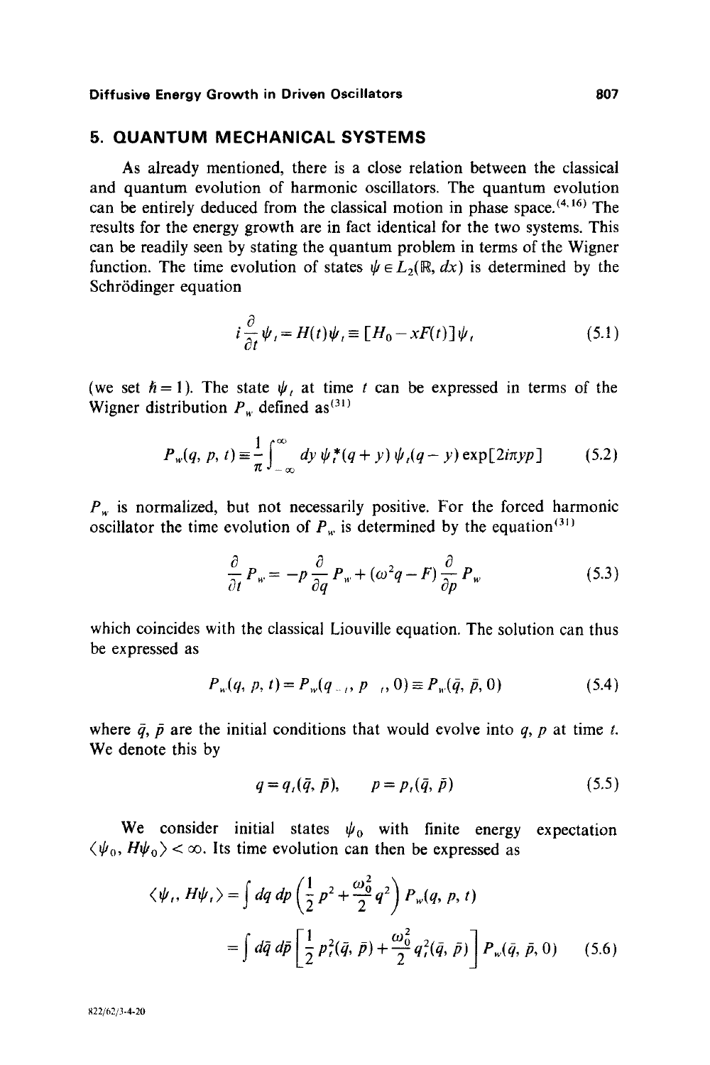## 5. QUANTUM MECHANICAL SYSTEMS

As already mentioned, there is a close relation between the classical and quantum evolution of harmonic oscillators. The quantum evolution can be entirely deduced from the classical motion in phase space.[4,16] The results for the energy growth are in fact identical for the two systems. This can be readily seen by stating the quantum problem in terms of the Wigner function. The time evolution of states $\psi \in L_2(\mathbb{R}, dx)$ is determined by the Schrödinger equation

$$i \frac{\partial}{\partial t} \psi_t = H(t) \psi_t \equiv [H_0 - xF(t)] \psi_t \tag{5.1}$$

(we set $\hbar = 1$). The state $\psi_t$ at time $t$ can be expressed in terms of the Wigner distribution $P_w$ defined as[31]

$$P_w(q, p, t) \equiv \frac{1}{\pi} \int_{-\infty}^{\infty} dy \, \psi_t^*(q + y) \, \psi_t(q - y) \exp[2i\pi yp] \tag{5.2}$$

$P_w$ is normalized, but not necessarily positive. For the forced harmonic oscillator the time evolution of $P_w$ is determined by the equation[31]

$$\frac{\partial}{\partial t} P_w = -p \frac{\partial}{\partial q} P_w + (\omega^2 q - F) \frac{\partial}{\partial p} P_w \tag{5.3}$$

which coincides with the classical Liouville equation. The solution can thus be expressed as

$$P_w(q, p, t) = P_w(q_{-t}, p_{-t}, 0) \equiv P_w(\bar{q}, \bar{p}, 0) \tag{5.4}$$

where $\bar{q}$, $\bar{p}$ are the initial conditions that would evolve into $q$, $p$ at time $t$. We denote this by

$$q = q_t(\bar{q}, \bar{p}), \qquad p = p_t(\bar{q}, \bar{p}) \tag{5.5}$$

We consider initial states $\psi_0$ with finite energy expectation $\langle \psi_0, H\psi_0 \rangle < \infty$. Its time evolution can then be expressed as

$$\begin{aligned}
\langle \psi_t, H\psi_t \rangle &= \int dq \, dp \left( \frac{1}{2} p^2 + \frac{\omega_0^2}{2} q^2 \right) P_w(q, p, t) \\
&= \int d\bar{q} \, d\bar{p} \left[ \frac{1}{2} p_t^2(\bar{q}, \bar{p}) + \frac{\omega_0^2}{2} q_t^2(\bar{q}, \bar{p}) \right] P_w(\bar{q}, \bar{p}, 0)
\end{aligned} \tag{5.6}$$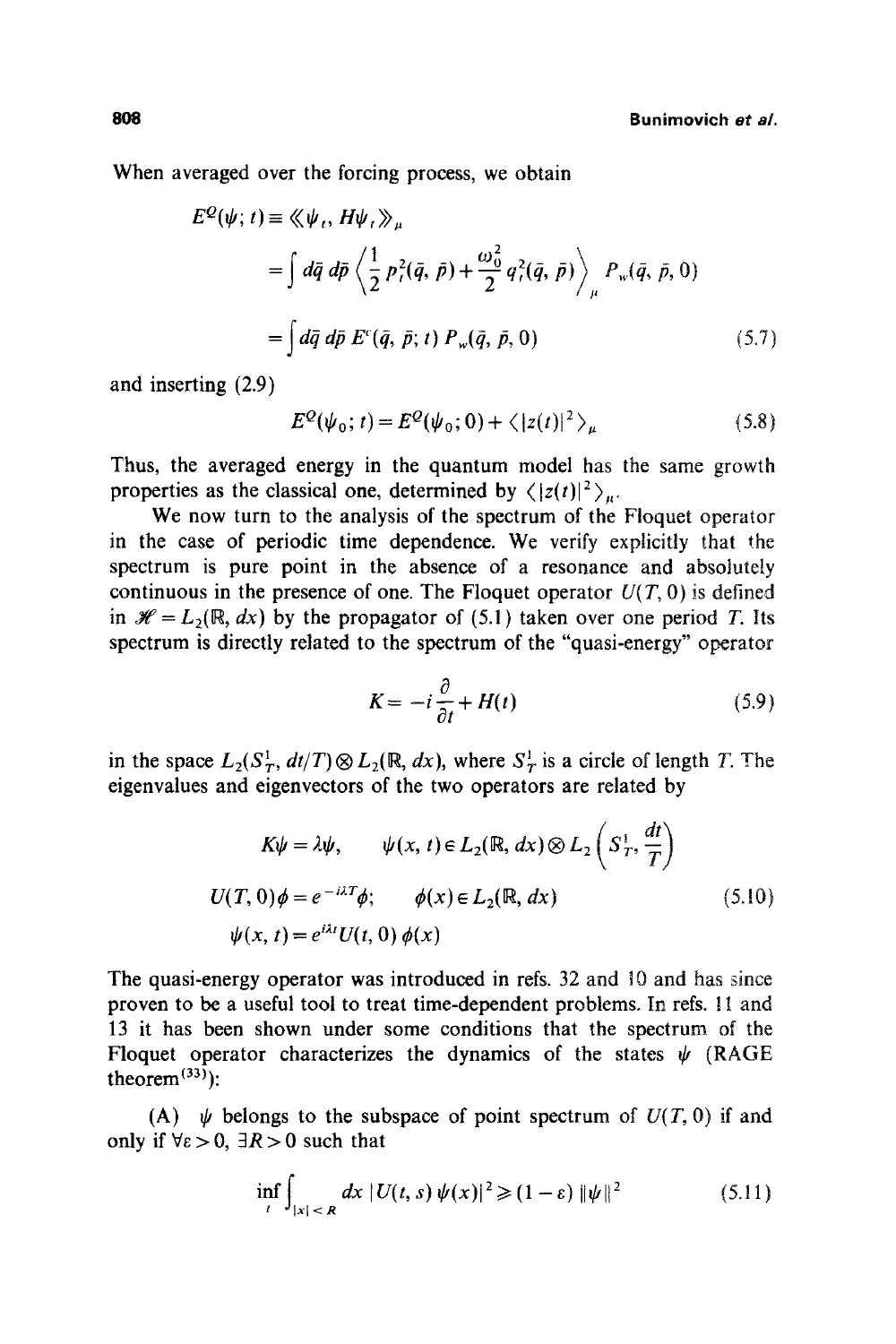When averaged over the forcing process, we obtain

$$
\begin{aligned}
E^Q(\psi; t) &\equiv \langle\langle \psi_t, H\psi_t \rangle\rangle_\mu \\
&= \int d\bar{q}\, d\bar{p} \left\langle \frac{1}{2} p_t^2(\bar{q}, \bar{p}) + \frac{\omega_0^2}{2} q_t^2(\bar{q}, \bar{p}) \right\rangle_\mu P_w(\bar{q}, \bar{p}, 0) \\
&= \int d\bar{q}\, d\bar{p}\, E^c(\bar{q}, \bar{p}; t)\, P_w(\bar{q}, \bar{p}, 0)
\end{aligned} \tag{5.7}
$$

and inserting (2.9)

$$
E^Q(\psi_0; t) = E^Q(\psi_0; 0) + \langle |z(t)|^2 \rangle_\mu \tag{5.8}
$$

Thus, the averaged energy in the quantum model has the same growth properties as the classical one, determined by $\langle |z(t)|^2 \rangle_\mu$.

We now turn to the analysis of the spectrum of the Floquet operator in the case of periodic time dependence. We verify explicitly that the spectrum is pure point in the absence of a resonance and absolutely continuous in the presence of one. The Floquet operator $U(T, 0)$ is defined in $\mathscr{H} = L_2(\mathbb{R}, dx)$ by the propagator of (5.1) taken over one period $T$. Its spectrum is directly related to the spectrum of the "quasi-energy" operator

$$
K = -i \frac{\partial}{\partial t} + H(t) \tag{5.9}
$$

in the space $L_2(S_T^1, dt/T) \otimes L_2(\mathbb{R}, dx)$, where $S_T^1$ is a circle of length $T$. The eigenvalues and eigenvectors of the two operators are related by

$$
\begin{aligned}
&K\psi = \lambda\psi, \qquad \psi(x, t) \in L_2(\mathbb{R}, dx) \otimes L_2\left(S_T^1, \frac{dt}{T}\right) \\
&U(T, 0)\phi = e^{-i\lambda T}\phi; \qquad \phi(x) \in L_2(\mathbb{R}, dx) \\
&\psi(x, t) = e^{i\lambda t} U(t, 0)\, \phi(x)
\end{aligned} \tag{5.10}
$$

The quasi-energy operator was introduced in refs. 32 and 10 and has since proven to be a useful tool to treat time-dependent problems. In refs. 11 and 13 it has been shown under some conditions that the spectrum of the Floquet operator characterizes the dynamics of the states $\psi$ (RAGE theorem[33]):

(A) $\psi$ belongs to the subspace of point spectrum of $U(T, 0)$ if and only if $\forall \varepsilon > 0$, $\exists R > 0$ such that

$$
\inf_t \int_{|x| < R} dx\, |U(t, s)\, \psi(x)|^2 \geqslant (1 - \varepsilon)\, \|\psi\|^2 \tag{5.11}
$$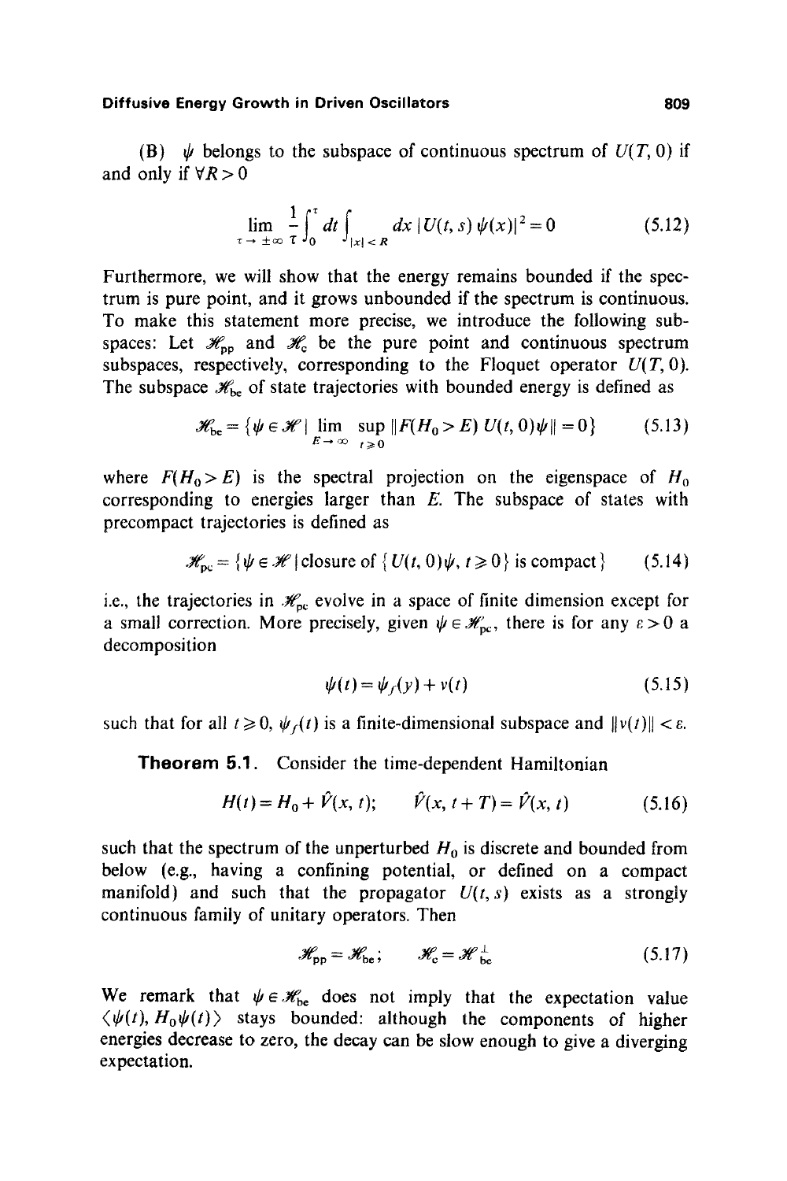(B) $\psi$ belongs to the subspace of continuous spectrum of $U(T, 0)$ if and only if $\forall R > 0$

$$\lim_{\tau \to \pm\infty} \frac{1}{\tau} \int_0^\tau dt \int_{|x| < R} dx \, |U(t, s) \, \psi(x)|^2 = 0 \tag{5.12}$$

Furthermore, we will show that the energy remains bounded if the spectrum is pure point, and it grows unbounded if the spectrum is continuous. To make this statement more precise, we introduce the following subspaces: Let $\mathscr{H}_{pp}$ and $\mathscr{H}_c$ be the pure point and continuous spectrum subspaces, respectively, corresponding to the Floquet operator $U(T, 0)$. The subspace $\mathscr{H}_{be}$ of state trajectories with bounded energy is defined as

$$\mathscr{H}_{be} = \{\psi \in \mathscr{H} \mid \lim_{E \to \infty} \sup_{t \geq 0} \|F(H_0 > E) \, U(t, 0)\psi\| = 0\} \tag{5.13}$$

where $F(H_0 > E)$ is the spectral projection on the eigenspace of $H_0$ corresponding to energies larger than $E$. The subspace of states with precompact trajectories is defined as

$$\mathscr{H}_{pc} = \{\psi \in \mathscr{H} \mid \text{closure of } \{U(t, 0)\psi, \, t \geq 0\} \text{ is compact}\} \tag{5.14}$$

i.e., the trajectories in $\mathscr{H}_{pc}$ evolve in a space of finite dimension except for a small correction. More precisely, given $\psi \in \mathscr{H}_{pc}$, there is for any $\varepsilon > 0$ a decomposition

$$\psi(t) = \psi_f(y) + v(t) \tag{5.15}$$

such that for all $t \geq 0$, $\psi_f(t)$ is a finite-dimensional subspace and $\|v(t)\| < \varepsilon$.

**Theorem 5.1.** Consider the time-dependent Hamiltonian

$$H(t) = H_0 + \hat{V}(x, t); \qquad \hat{V}(x, t + T) = \hat{V}(x, t) \tag{5.16}$$

such that the spectrum of the unperturbed $H_0$ is discrete and bounded from below (e.g., having a confining potential, or defined on a compact manifold) and such that the propagator $U(t, s)$ exists as a strongly continuous family of unitary operators. Then

$$\mathscr{H}_{pp} = \mathscr{H}_{be}; \qquad \mathscr{H}_c = \mathscr{H}_{be}^{\perp} \tag{5.17}$$

We remark that $\psi \in \mathscr{H}_{be}$ does not imply that the expectation value $\langle \psi(t), H_0 \psi(t) \rangle$ stays bounded: although the components of higher energies decrease to zero, the decay can be slow enough to give a diverging expectation.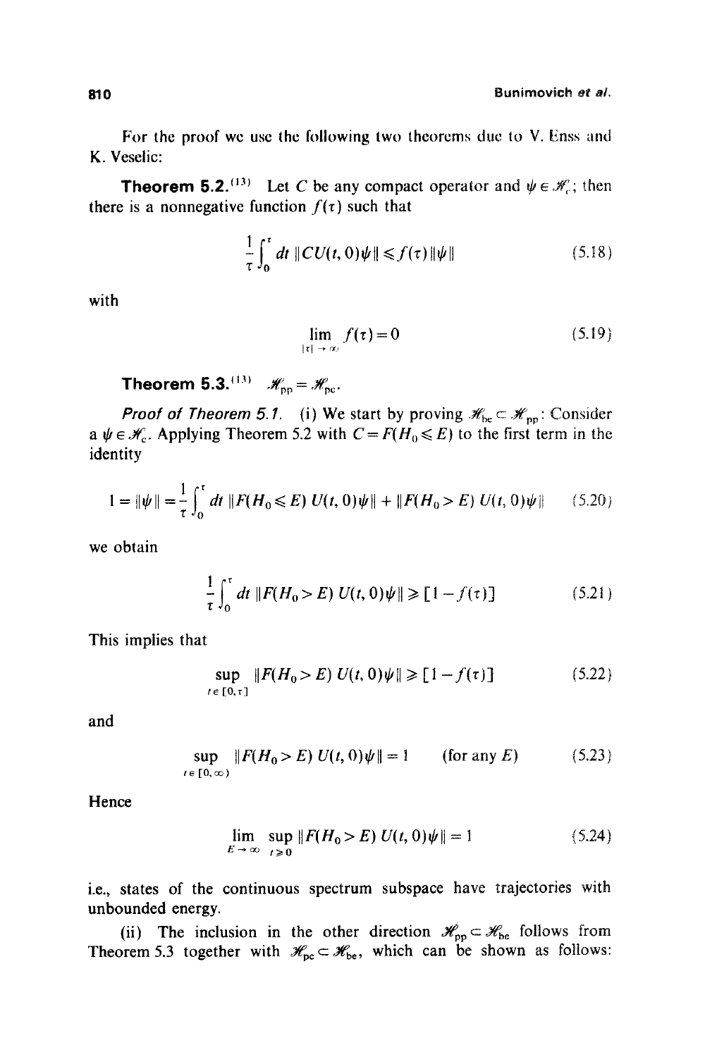For the proof we use the following two theorems due to V. Enss and K. Veselic:

**Theorem 5.2.**[13] Let $C$ be any compact operator and $\psi \in \mathscr{H}_c$; then there is a nonnegative function $f(\tau)$ such that

$$\frac{1}{\tau}\int_0^\tau dt\, \|CU(t,0)\psi\| \leqslant f(\tau)\|\psi\| \tag{5.18}$$

with

$$\lim_{|\tau|\to\infty} f(\tau) = 0 \tag{5.19}$$

**Theorem 5.3.**[13] $\mathscr{H}_{pp} = \mathscr{H}_{pc}$.

*Proof of Theorem 5.1.* (i) We start by proving $\mathscr{H}_{bc} \subset \mathscr{H}_{pp}$: Consider a $\psi \in \mathscr{H}_c$. Applying Theorem 5.2 with $C = F(H_0 \leqslant E)$ to the first term in the identity

$$1 = \|\psi\| = \frac{1}{\tau}\int_0^\tau dt\, \|F(H_0 \leqslant E)\, U(t,0)\psi\| + \|F(H_0 > E)\, U(t,0)\psi\| \tag{5.20}$$

we obtain

$$\frac{1}{\tau}\int_0^\tau dt\, \|F(H_0 > E)\, U(t,0)\psi\| \geqslant [1 - f(\tau)] \tag{5.21}$$

This implies that

$$\sup_{t\in[0,\tau]} \|F(H_0 > E)\, U(t,0)\psi\| \geqslant [1 - f(\tau)] \tag{5.22}$$

and

$$\sup_{t\in[0,\infty)} \|F(H_0 > E)\, U(t,0)\psi\| = 1 \qquad \text{(for any } E\text{)} \tag{5.23}$$

Hence

$$\lim_{E\to\infty} \sup_{t\geqslant 0} \|F(H_0 > E)\, U(t,0)\psi\| = 1 \tag{5.24}$$

i.e., states of the continuous spectrum subspace have trajectories with unbounded energy.

(ii) The inclusion in the other direction $\mathscr{H}_{pp} \subset \mathscr{H}_{be}$ follows from Theorem 5.3 together with $\mathscr{H}_{pc} \subset \mathscr{H}_{be}$, which can be shown as follows: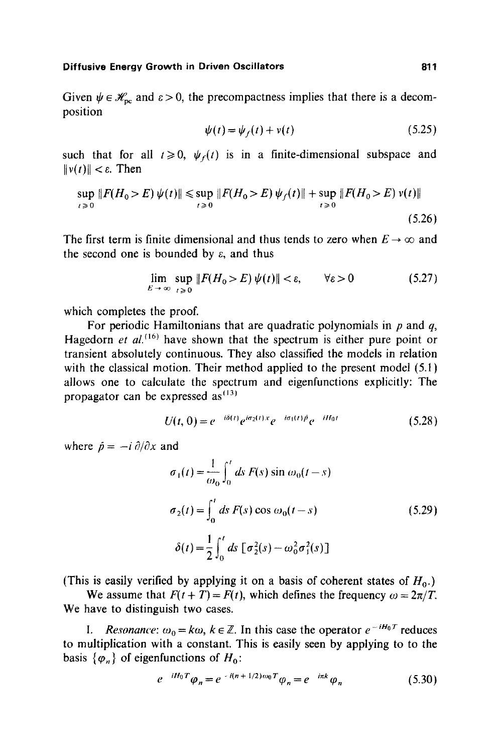Given $\psi \in \mathscr{H}_{pc}$ and $\varepsilon > 0$, the precompactness implies that there is a decomposition

$$\psi(t) = \psi_f(t) + v(t) \tag{5.25}$$

such that for all $t \geqslant 0$, $\psi_f(t)$ is in a finite-dimensional subspace and $\|v(t)\| < \varepsilon$. Then

$$\sup_{t \geqslant 0} \|F(H_0 > E)\,\psi(t)\| \leqslant \sup_{t \geqslant 0} \|F(H_0 > E)\,\psi_f(t)\| + \sup_{t \geqslant 0} \|F(H_0 > E)\,v(t)\| \tag{5.26}$$

The first term is finite dimensional and thus tends to zero when $E \to \infty$ and the second one is bounded by $\varepsilon$, and thus

$$\lim_{E \to \infty} \sup_{t \geqslant 0} \|F(H_0 > E)\,\psi(t)\| < \varepsilon, \qquad \forall \varepsilon > 0 \tag{5.27}$$

which completes the proof.

For periodic Hamiltonians that are quadratic polynomials in $p$ and $q$, Hagedorn *et al.*[16] have shown that the spectrum is either pure point or transient absolutely continuous. They also classified the models in relation with the classical motion. Their method applied to the present model (5.1) allows one to calculate the spectrum and eigenfunctions explicitly: The propagator can be expressed as[13]

$$U(t, 0) = e^{-i\delta(t)} e^{i\sigma_2(t)x} e^{-i\sigma_1(t)\hat{p}} e^{-iH_0 t} \tag{5.28}$$

where $\hat{p} = -i\,\partial/\partial x$ and

$$\begin{aligned}
\sigma_1(t) &= \frac{1}{\omega_0} \int_0^t ds\, F(s) \sin \omega_0(t-s) \\
\sigma_2(t) &= \int_0^t ds\, F(s) \cos \omega_0(t-s) \\
\delta(t) &= \frac{1}{2} \int_0^t ds\, [\sigma_2^2(s) - \omega_0^2 \sigma_1^2(s)]
\end{aligned} \tag{5.29}$$

(This is easily verified by applying it on a basis of coherent states of $H_0$.)

We assume that $F(t+T) = F(t)$, which defines the frequency $\omega = 2\pi/T$. We have to distinguish two cases.

I. *Resonance*: $\omega_0 = k\omega$, $k \in \mathbb{Z}$. In this case the operator $e^{-iH_0 T}$ reduces to multiplication with a constant. This is easily seen by applying to to the basis $\{\varphi_n\}$ of eigenfunctions of $H_0$:

$$e^{-iH_0 T} \varphi_n = e^{-i(n+1/2)\omega_0 T} \varphi_n = e^{-i\pi k} \varphi_n \tag{5.30}$$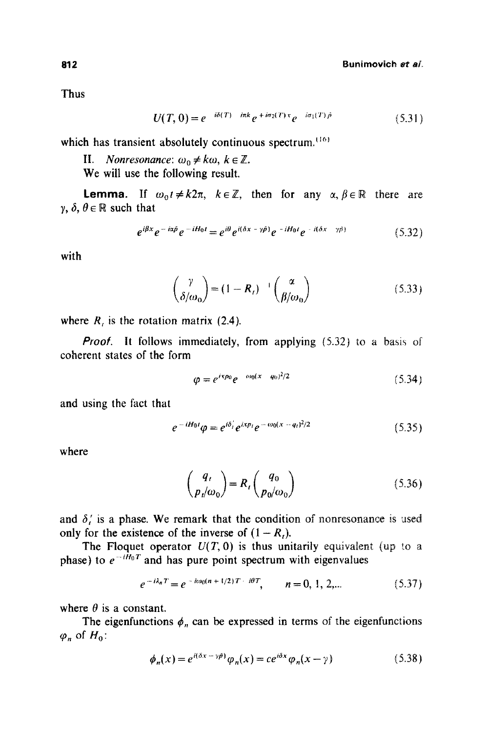Thus

$$U(T, 0) = e^{i\delta(T)} e^{i\pi k} e^{+i\sigma_2(T)x} e^{i\sigma_1(T)\hat{p}} \tag{5.31}$$

which has transient absolutely continuous spectrum.[16]

II. *Nonresonance*: $\omega_0 \neq k\omega$, $k \in \mathbb{Z}$.

We will use the following result.

**Lemma.** If $\omega_0 t \neq k2\pi$, $k \in \mathbb{Z}$, then for any $\alpha, \beta \in \mathbb{R}$ there are $\gamma, \delta, \theta \in \mathbb{R}$ such that

$$e^{i\beta x} e^{-i\alpha\hat{p}} e^{-iH_0 t} = e^{i\theta} e^{i(\delta x - \gamma\hat{p})} e^{-iH_0 t} e^{-i(\delta x - \gamma\hat{p})} \tag{5.32}$$

with

$$\begin{pmatrix} \gamma \\ \delta/\omega_0 \end{pmatrix} = (1 - R_t)^{-1} \begin{pmatrix} \alpha \\ \beta/\omega_0 \end{pmatrix} \tag{5.33}$$

where $R_t$ is the rotation matrix (2.4).

*Proof.* It follows immediately, from applying (5.32) to a basis of coherent states of the form

$$\varphi = e^{ixp_0} e^{-\omega_0(x - q_0)^2/2} \tag{5.34}$$

and using the fact that

$$e^{-iH_0 t}\varphi = e^{i\delta_t'} e^{ixp_t} e^{-\omega_0(x - q_t)^2/2} \tag{5.35}$$

where

$$\begin{pmatrix} q_t \\ p_t/\omega_0 \end{pmatrix} = R_t \begin{pmatrix} q_0 \\ p_0/\omega_0 \end{pmatrix} \tag{5.36}$$

and $\delta_t'$ is a phase. We remark that the condition of nonresonance is used only for the existence of the inverse of $(1 - R_t)$.

The Floquet operator $U(T, 0)$ is thus unitarily equivalent (up to a phase) to $e^{-iH_0 T}$ and has pure point spectrum with eigenvalues

$$e^{-i\lambda_n T} = e^{-i\omega_0(n + 1/2)T - i\theta T}, \qquad n = 0, 1, 2, \ldots \tag{5.37}$$

where $\theta$ is a constant.

The eigenfunctions $\phi_n$ can be expressed in terms of the eigenfunctions $\varphi_n$ of $H_0$:

$$\phi_n(x) = e^{i(\delta x - \gamma\hat{p})}\varphi_n(x) = ce^{i\delta x}\varphi_n(x - \gamma) \tag{5.38}$$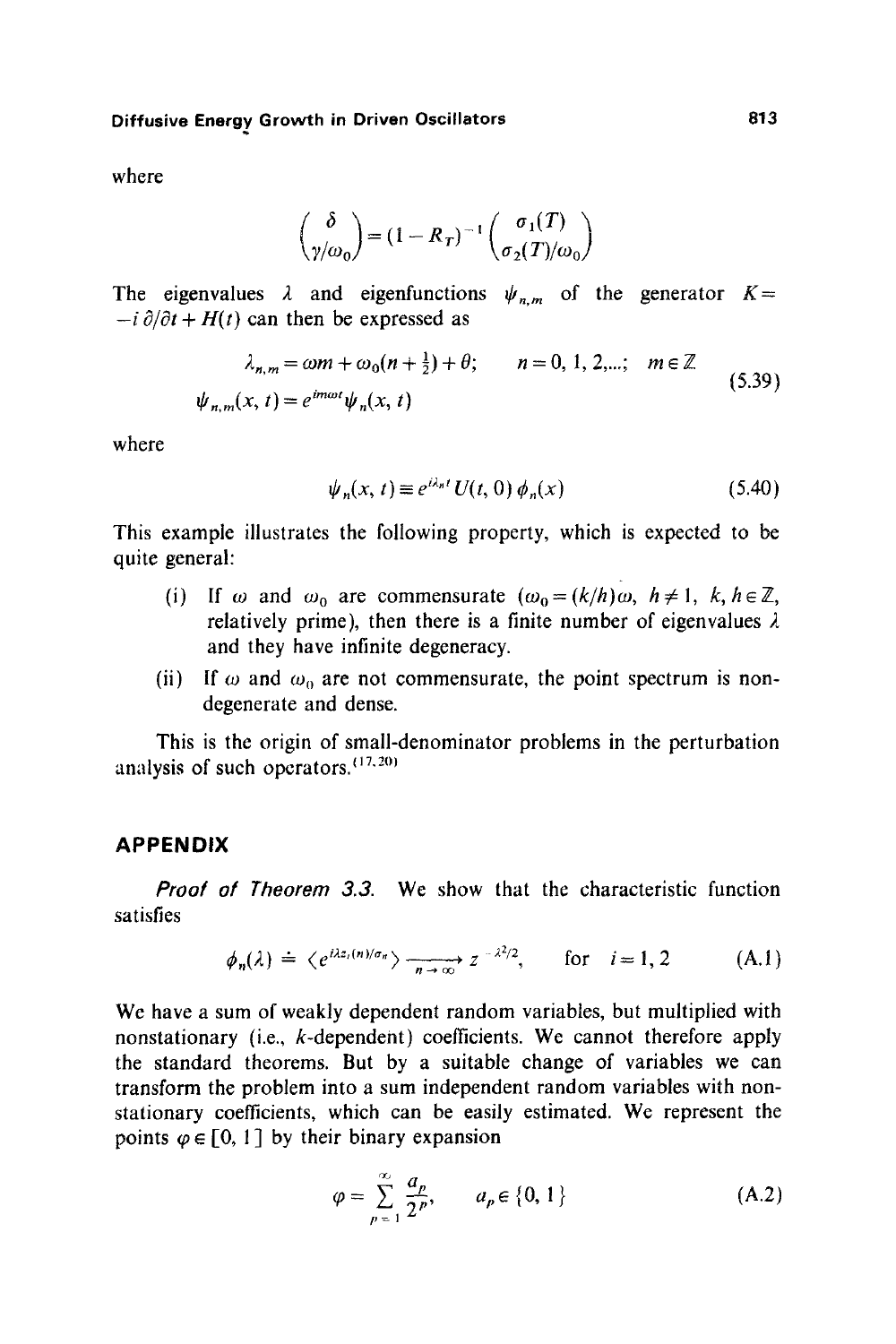where

$$\begin{pmatrix} \delta \\ \gamma/\omega_0 \end{pmatrix} = (1 - R_T)^{-1} \begin{pmatrix} \sigma_1(T) \\ \sigma_2(T)/\omega_0 \end{pmatrix}$$

The eigenvalues $\lambda$ and eigenfunctions $\psi_{n,m}$ of the generator $K = -i\,\partial/\partial t + H(t)$ can then be expressed as

$$\begin{aligned} \lambda_{n,m} &= \omega m + \omega_0(n + \tfrac{1}{2}) + \theta; \qquad n = 0, 1, 2,...; \quad m \in \mathbb{Z} \\ \psi_{n,m}(x, t) &= e^{im\omega t}\psi_n(x, t) \end{aligned} \tag{5.39}$$

where

$$\psi_n(x, t) \equiv e^{i\lambda_n t} U(t, 0)\,\phi_n(x) \tag{5.40}$$

This example illustrates the following property, which is expected to be quite general:

(i) If $\omega$ and $\omega_0$ are commensurate ($\omega_0 = (k/h)\omega$, $h \neq 1$, $k, h \in \mathbb{Z}$, relatively prime), then there is a finite number of eigenvalues $\lambda$ and they have infinite degeneracy.

(ii) If $\omega$ and $\omega_0$ are not commensurate, the point spectrum is non-degenerate and dense.

This is the origin of small-denominator problems in the perturbation analysis of such operators.[17,20]

## APPENDIX

***Proof of Theorem 3.3.*** We show that the characteristic function satisfies

$$\phi_n(\lambda) \doteq \langle e^{i\lambda z_i(n)/\sigma_n} \rangle \xrightarrow[n \to \infty]{} z^{-\lambda^2/2}, \qquad \text{for} \quad i = 1, 2 \tag{A.1}$$

We have a sum of weakly dependent random variables, but multiplied with nonstationary (i.e., $k$-dependent) coefficients. We cannot therefore apply the standard theorems. But by a suitable change of variables we can transform the problem into a sum independent random variables with nonstationary coefficients, which can be easily estimated. We represent the points $\varphi \in [0, 1]$ by their binary expansion

$$\varphi = \sum_{p=1}^{\infty} \frac{a_p}{2^p}, \qquad a_p \in \{0, 1\} \tag{A.2}$$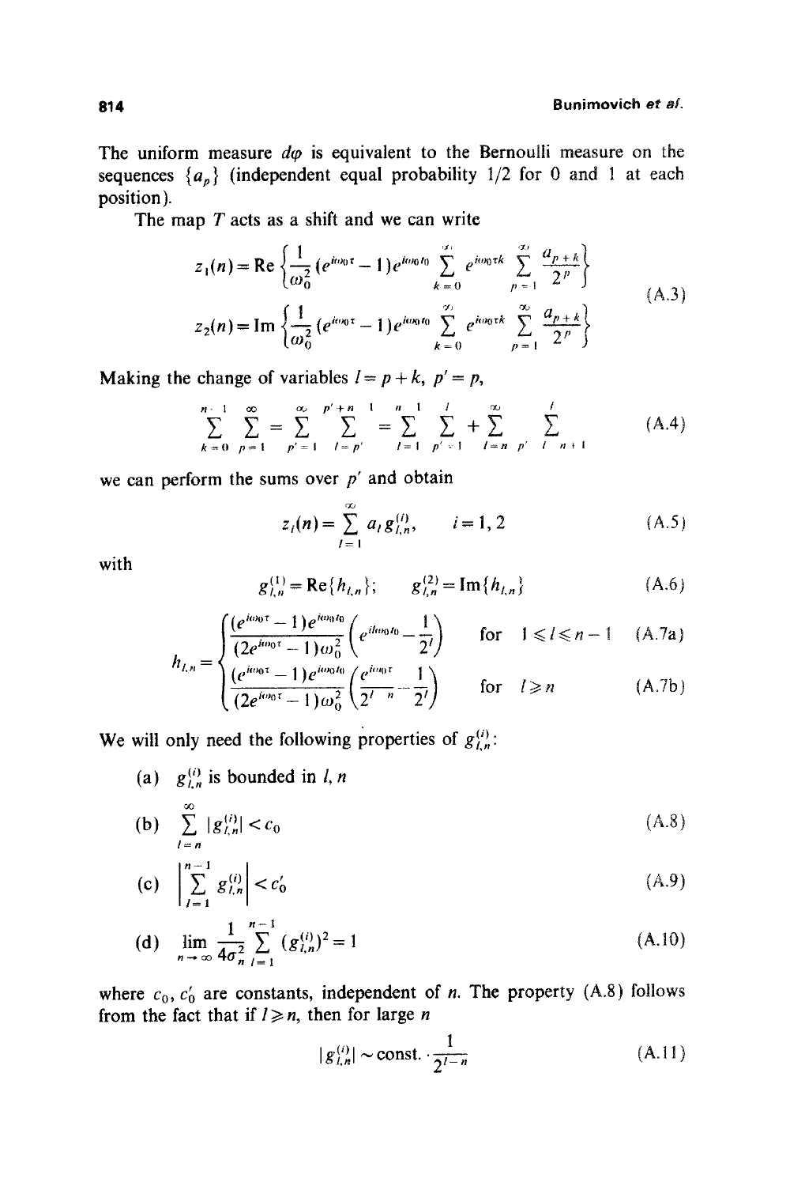The uniform measure $d\varphi$ is equivalent to the Bernoulli measure on the sequences $\{a_p\}$ (independent equal probability 1/2 for 0 and 1 at each position).

The map $T$ acts as a shift and we can write

$$
\begin{aligned}
z_1(n) &= \operatorname{Re}\left\{\frac{1}{\omega_0^2}(e^{i\omega_0\tau}-1)e^{i\omega_0 t_0}\sum_{k=0}^{\infty} e^{i\omega_0\tau k}\sum_{p=1}^{\infty}\frac{a_{p+k}}{2^p}\right\} \\
z_2(n) &= \operatorname{Im}\left\{\frac{1}{\omega_0^2}(e^{i\omega_0\tau}-1)e^{i\omega_0 t_0}\sum_{k=0}^{\infty} e^{i\omega_0\tau k}\sum_{p=1}^{\infty}\frac{a_{p+k}}{2^p}\right\}
\end{aligned}
\tag{A.3}
$$

Making the change of variables $l = p + k$, $p' = p$,

$$
\sum_{k=0}^{n-1}\sum_{p=1}^{\infty} = \sum_{p'=1}^{\infty}\sum_{l=p'}^{p'+n-1} = \sum_{l=1}^{n-1}\sum_{p'=1}^{l} + \sum_{l=n}^{\infty}\sum_{p'=l-n+1}^{l}
\tag{A.4}
$$

we can perform the sums over $p'$ and obtain

$$
z_i(n) = \sum_{l=1}^{\infty} a_l g_{l,n}^{(i)}, \qquad i = 1, 2
\tag{A.5}
$$

with

$$
g_{l,n}^{(1)} = \operatorname{Re}\{h_{l,n}\}; \qquad g_{l,n}^{(2)} = \operatorname{Im}\{h_{l,n}\}
\tag{A.6}
$$

$$
h_{l,n} = \begin{cases}
\dfrac{(e^{i\omega_0\tau}-1)e^{i\omega_0 t_0}}{(2e^{i\omega_0\tau}-1)\omega_0^2}\left(e^{il\omega_0 t_0} - \dfrac{1}{2^l}\right) & \text{for } 1 \leqslant l \leqslant n-1 \quad \text{(A.7a)} \\[2ex]
\dfrac{(e^{i\omega_0\tau}-1)e^{i\omega_0 t_0}}{(2e^{i\omega_0\tau}-1)\omega_0^2}\left(\dfrac{e^{i\omega_0\tau}}{2^{l-n}} - \dfrac{1}{2^l}\right) & \text{for } l \geqslant n \quad \text{(A.7b)}
\end{cases}
$$

We will only need the following properties of $g_{l,n}^{(i)}$:

(a) $g_{l,n}^{(i)}$ is bounded in $l, n$

(b) $$\sum_{l=n}^{\infty} |g_{l,n}^{(i)}| < c_0 \tag{A.8}$$

(c) $$\left|\sum_{l=1}^{n-1} g_{l,n}^{(i)}\right| < c_0' \tag{A.9}$$

(d) $$\lim_{n\to\infty}\frac{1}{4\sigma_n^2}\sum_{l=1}^{n-1}(g_{l,n}^{(i)})^2 = 1 \tag{A.10}$$

where $c_0, c_0'$ are constants, independent of $n$. The property (A.8) follows from the fact that if $l \geqslant n$, then for large $n$

$$
|g_{l,n}^{(i)}| \sim \text{const.} \cdot \frac{1}{2^{l-n}}
\tag{A.11}
$$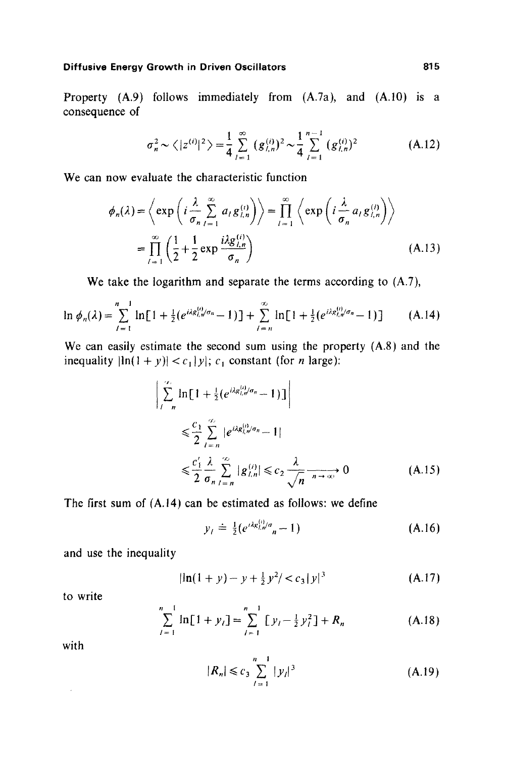Property (A.9) follows immediately from (A.7a), and (A.10) is a consequence of

$$\sigma_n^2 \sim \langle |z^{(i)}|^2 \rangle = \frac{1}{4} \sum_{l=1}^{\infty} (g_{l,n}^{(i)})^2 \sim \frac{1}{4} \sum_{l=1}^{n-1} (g_{l,n}^{(i)})^2 \tag{A.12}$$

We can now evaluate the characteristic function

$$\phi_n(\lambda) = \left\langle \exp\left( i \frac{\lambda}{\sigma_n} \sum_{l=1}^{\infty} a_l g_{l,n}^{(i)} \right) \right\rangle = \prod_{l=1}^{\infty} \left\langle \exp\left( i \frac{\lambda}{\sigma_n} a_l g_{l,n}^{(i)} \right) \right\rangle$$

$$= \prod_{l=1}^{\infty} \left( \frac{1}{2} + \frac{1}{2} \exp \frac{i\lambda g_{l,n}^{(i)}}{\sigma_n} \right) \tag{A.13}$$

We take the logarithm and separate the terms according to (A.7),

$$\ln \phi_n(\lambda) = \sum_{l=1}^{n-1} \ln[1 + \tfrac{1}{2}(e^{i\lambda g_{l,n}^{(i)}/\sigma_n} - 1)] + \sum_{l=n}^{\infty} \ln[1 + \tfrac{1}{2}(e^{i\lambda g_{l,n}^{(i)}/\sigma_n} - 1)] \tag{A.14}$$

We can easily estimate the second sum using the property (A.8) and the inequality $|\ln(1+y)| < c_1 |y|$; $c_1$ constant (for $n$ large):

$$\left| \sum_{l=n}^{\infty} \ln[1 + \tfrac{1}{2}(e^{i\lambda g_{l,n}^{(i)}/\sigma_n} - 1)] \right|$$

$$\leqslant \frac{c_1}{2} \sum_{l=n}^{\infty} |e^{i\lambda g_{l,n}^{(i)}/\sigma_n} - 1|$$

$$\leqslant \frac{c_1'}{2} \frac{\lambda}{\sigma_n} \sum_{l=n}^{\infty} |g_{l,n}^{(i)}| \leqslant c_2 \frac{\lambda}{\sqrt{n}} \xrightarrow[n \to \infty]{} 0 \tag{A.15}$$

The first sum of (A.14) can be estimated as follows: we define

$$y_l \doteq \tfrac{1}{2}(e^{i\lambda g_{l,n}^{(i)}/\sigma_n} - 1) \tag{A.16}$$

and use the inequality

$$|\ln(1+y) - y + \tfrac{1}{2} y^2| < c_3 |y|^3 \tag{A.17}$$

to write

$$\sum_{l=1}^{n-1} \ln[1 + y_l] = \sum_{l=1}^{n-1} [y_l - \tfrac{1}{2} y_l^2] + R_n \tag{A.18}$$

with

$$|R_n| \leqslant c_3 \sum_{l=1}^{n-1} |y_l|^3 \tag{A.19}$$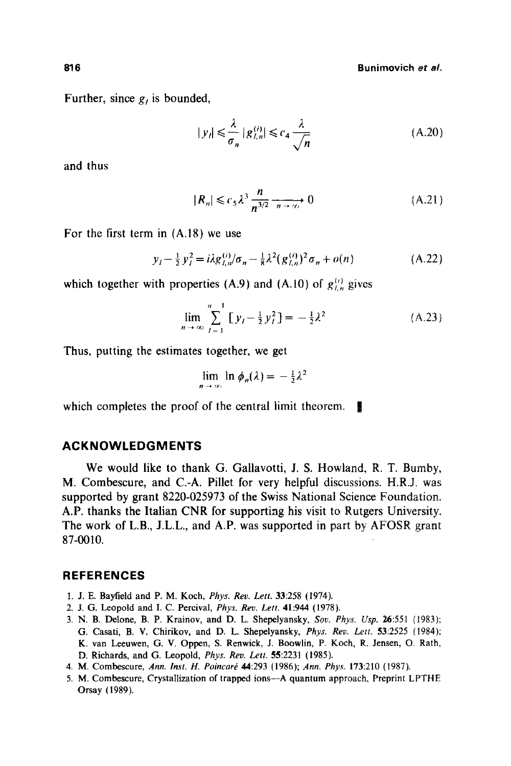Further, since $g_l$ is bounded,

$$|y_l| \leqslant \frac{\lambda}{\sigma_n} |g_{l,n}^{(i)}| \leqslant c_4 \frac{\lambda}{\sqrt{n}} \tag{A.20}$$

and thus

$$|R_n| \leqslant c_5 \lambda^3 \frac{n}{n^{3/2}} \xrightarrow[n \to \infty]{} 0 \tag{A.21}$$

For the first term in (A.18) we use

$$y_l - \tfrac{1}{2} y_l^2 = i\lambda g_{l,n}^{(i)}/\sigma_n - \tfrac{1}{8} \lambda^2 (g_{l,n}^{(i)})^2 \sigma_n + o(n) \tag{A.22}$$

which together with properties (A.9) and (A.10) of $g_{l,n}^{(i)}$ gives

$$\lim_{n \to \infty} \sum_{l=1}^{n} [y_l - \tfrac{1}{2} y_l^2] = -\tfrac{1}{2} \lambda^2 \tag{A.23}$$

Thus, putting the estimates together, we get

$$\lim_{n \to \infty} \ln \phi_n(\lambda) = -\tfrac{1}{2} \lambda^2$$

which completes the proof of the central limit theorem. ∎

## ACKNOWLEDGMENTS

We would like to thank G. Gallavotti, J. S. Howland, R. T. Bumby, M. Combescure, and C.-A. Pillet for very helpful discussions. H.R.J. was supported by grant 8220-025973 of the Swiss National Science Foundation. A.P. thanks the Italian CNR for supporting his visit to Rutgers University. The work of L.B., J.L.L., and A.P. was supported in part by AFOSR grant 87-0010.

## REFERENCES

1. J. E. Bayfield and P. M. Koch, *Phys. Rev. Lett.* **33**:258 (1974).
2. J. G. Leopold and I. C. Percival, *Phys. Rev. Lett.* **41**:944 (1978).
3. N. B. Delone, B. P. Krainov, and D. L. Shepelyansky, *Sov. Phys. Usp.* **26**:551 (1983); G. Casati, B. V. Chirikov, and D. L. Shepelyansky, *Phys. Rev. Lett.* **53**:2525 (1984); K. van Leeuwen, G. V. Oppen, S. Renwick, J. Boowlin, P. Koch, R. Jensen, O. Rath, D. Richards, and G. Leopold, *Phys. Rev. Lett.* **55**:2231 (1985).
4. M. Combescure, *Ann. Inst. H. Poincaré* **44**:293 (1986); *Ann. Phys.* **173**:210 (1987).
5. M. Combescure, Crystallization of trapped ions—A quantum approach, Preprint LPTHE Orsay (1989).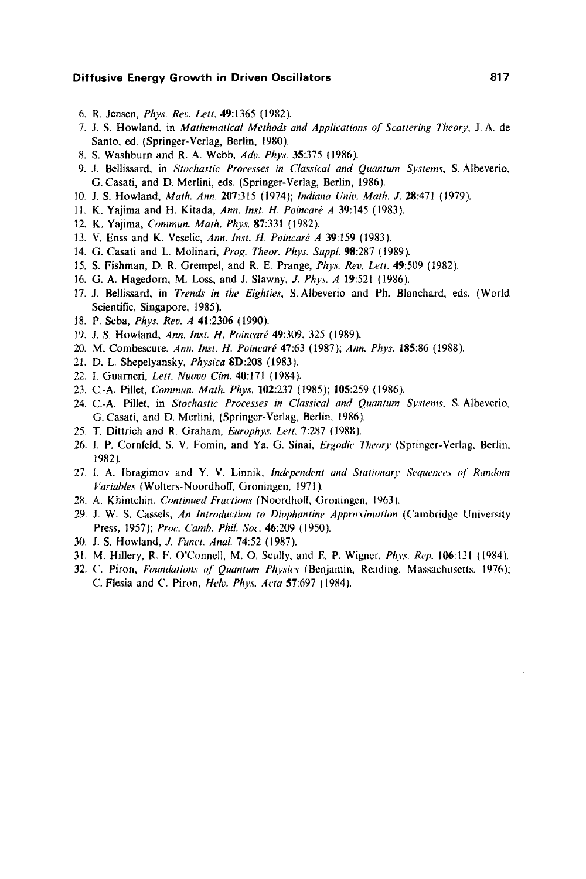6. R. Jensen, *Phys. Rev. Lett.* **49**:1365 (1982).
7. J. S. Howland, in *Mathematical Methods and Applications of Scattering Theory*, J. A. de Santo, ed. (Springer-Verlag, Berlin, 1980).
8. S. Washburn and R. A. Webb, *Adv. Phys.* **35**:375 (1986).
9. J. Bellissard, in *Stochastic Processes in Classical and Quantum Systems*, S. Albeverio, G. Casati, and D. Merlini, eds. (Springer-Verlag, Berlin, 1986).
10. J. S. Howland, *Math. Ann.* **207**:315 (1974); *Indiana Univ. Math. J.* **28**:471 (1979).
11. K. Yajima and H. Kitada, *Ann. Inst. H. Poincaré A* **39**:145 (1983).
12. K. Yajima, *Commun. Math. Phys.* **87**:331 (1982).
13. V. Enss and K. Veselic, *Ann. Inst. H. Poincaré A* **39**:159 (1983).
14. G. Casati and L. Molinari, *Prog. Theor. Phys. Suppl.* **98**:287 (1989).
15. S. Fishman, D. R. Grempel, and R. E. Prange, *Phys. Rev. Lett.* **49**:509 (1982).
16. G. A. Hagedorn, M. Loss, and J. Slawny, *J. Phys. A* **19**:521 (1986).
17. J. Bellissard, in *Trends in the Eighties*, S. Albeverio and Ph. Blanchard, eds. (World Scientific, Singapore, 1985).
18. P. Seba, *Phys. Rev. A* **41**:2306 (1990).
19. J. S. Howland, *Ann. Inst. H. Poincaré* **49**:309, 325 (1989).
20. M. Combescure, *Ann. Inst. H. Poincaré* **47**:63 (1987); *Ann. Phys.* **185**:86 (1988).
21. D. L. Shepelyansky, *Physica* **8D**:208 (1983).
22. I. Guarneri, *Lett. Nuovo Cim.* **40**:171 (1984).
23. C.-A. Pillet, *Commun. Math. Phys.* **102**:237 (1985); **105**:259 (1986).
24. C.-A. Pillet, in *Stochastic Processes in Classical and Quantum Systems*, S. Albeverio, G. Casati, and D. Merlini, (Springer-Verlag, Berlin, 1986).
25. T. Dittrich and R. Graham, *Europhys. Lett.* **7**:287 (1988).
26. I. P. Cornfeld, S. V. Fomin, and Ya. G. Sinai, *Ergodic Theory* (Springer-Verlag, Berlin, 1982).
27. I. A. Ibragimov and Y. V. Linnik, *Independent and Stationary Sequences of Random Variables* (Wolters-Noordhoff, Groningen, 1971).
28. A. Khintchin, *Continued Fractions* (Noordhoff, Groningen, 1963).
29. J. W. S. Cassels, *An Introduction to Diophantine Approximation* (Cambridge University Press, 1957); *Proc. Camb. Phil. Soc.* **46**:209 (1950).
30. J. S. Howland, *J. Funct. Anal.* **74**:52 (1987).
31. M. Hillery, R. F. O'Connell, M. O. Scully, and E. P. Wigner, *Phys. Rep.* **106**:121 (1984).
32. C. Piron, *Foundations of Quantum Physics* (Benjamin, Reading, Massachusetts, 1976); C. Flesia and C. Piron, *Helv. Phys. Acta* **57**:697 (1984).